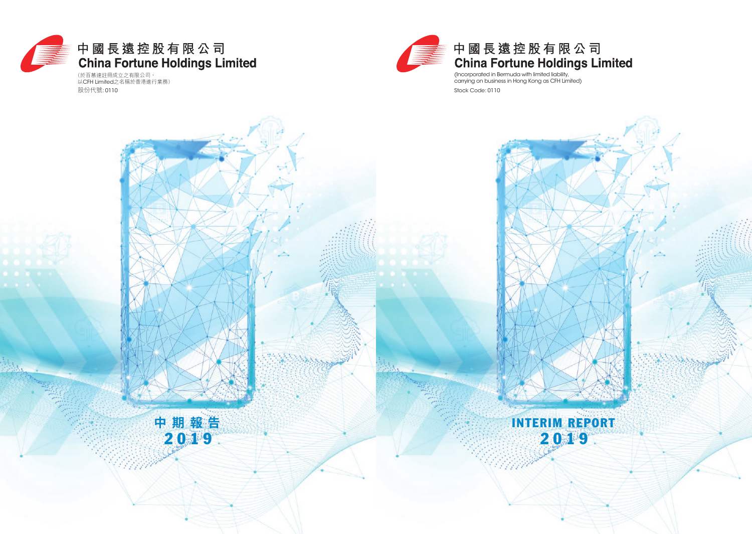# 中國長遠控股有限公司

# China Fortune Holdings Limited

（於百慕達註冊成立之有限公司，
以CFH Limited之名稱於香港進行業務）

股份代號: 0110

## 中期報告

## 2019

# 中國長遠控股有限公司

# China Fortune Holdings Limited

(Incorporated in Bermuda with limited liability,
carrying on business in Hong Kong as CFH Limited)

Stock Code: 0110

## INTERIM REPORT

## 2019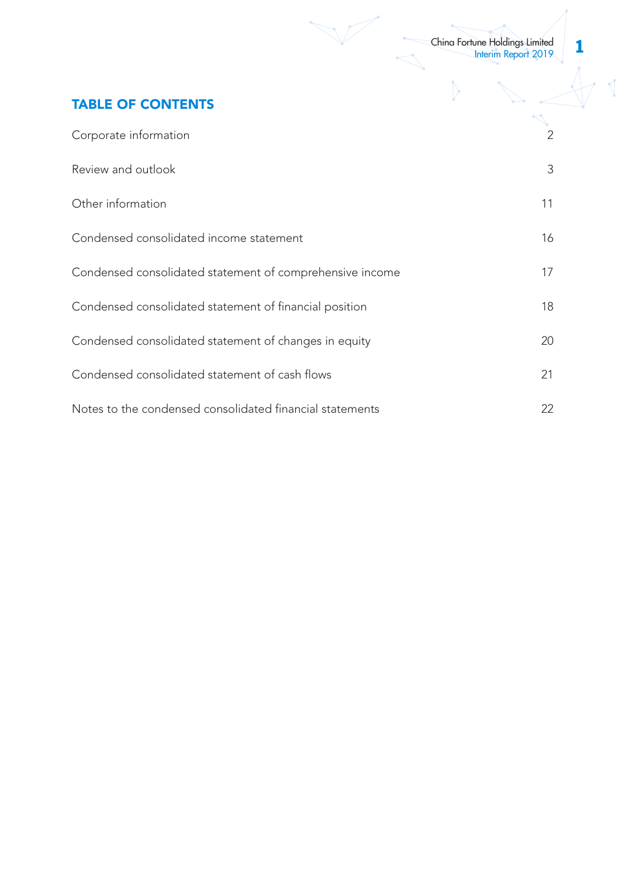## TABLE OF CONTENTS

| | |
|---|---|
| Corporate information | 2 |
| Review and outlook | 3 |
| Other information | 11 |
| Condensed consolidated income statement | 16 |
| Condensed consolidated statement of comprehensive income | 17 |
| Condensed consolidated statement of financial position | 18 |
| Condensed consolidated statement of changes in equity | 20 |
| Condensed consolidated statement of cash flows | 21 |
| Notes to the condensed consolidated financial statements | 22 |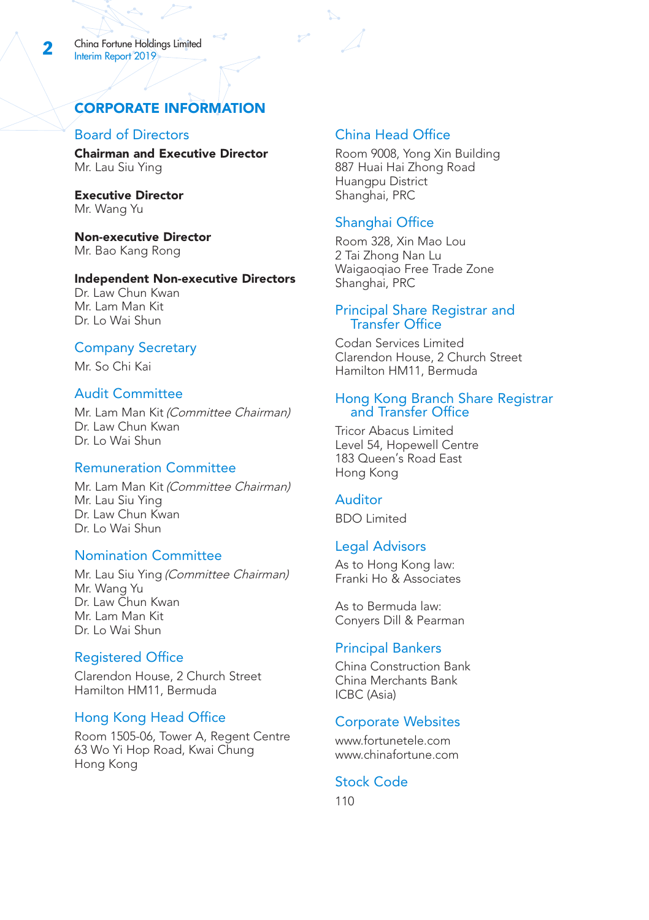# CORPORATE INFORMATION

## Board of Directors

**Chairman and Executive Director**
Mr. Lau Siu Ying

**Executive Director**
Mr. Wang Yu

**Non-executive Director**
Mr. Bao Kang Rong

**Independent Non-executive Directors**
Dr. Law Chun Kwan
Mr. Lam Man Kit
Dr. Lo Wai Shun

## Company Secretary

Mr. So Chi Kai

## Audit Committee

Mr. Lam Man Kit *(Committee Chairman)*
Dr. Law Chun Kwan
Dr. Lo Wai Shun

## Remuneration Committee

Mr. Lam Man Kit *(Committee Chairman)*
Mr. Lau Siu Ying
Dr. Law Chun Kwan
Dr. Lo Wai Shun

## Nomination Committee

Mr. Lau Siu Ying *(Committee Chairman)*
Mr. Wang Yu
Dr. Law Chun Kwan
Mr. Lam Man Kit
Dr. Lo Wai Shun

## Registered Office

Clarendon House, 2 Church Street
Hamilton HM11, Bermuda

## Hong Kong Head Office

Room 1505-06, Tower A, Regent Centre
63 Wo Yi Hop Road, Kwai Chung
Hong Kong

## China Head Office

Room 9008, Yong Xin Building
887 Huai Hai Zhong Road
Huangpu District
Shanghai, PRC

## Shanghai Office

Room 328, Xin Mao Lou
2 Tai Zhong Nan Lu
Waigaoqiao Free Trade Zone
Shanghai, PRC

## Principal Share Registrar and Transfer Office

Codan Services Limited
Clarendon House, 2 Church Street
Hamilton HM11, Bermuda

## Hong Kong Branch Share Registrar and Transfer Office

Tricor Abacus Limited
Level 54, Hopewell Centre
183 Queen's Road East
Hong Kong

## Auditor

BDO Limited

## Legal Advisors

As to Hong Kong law:
Franki Ho & Associates

As to Bermuda law:
Conyers Dill & Pearman

## Principal Bankers

China Construction Bank
China Merchants Bank
ICBC (Asia)

## Corporate Websites

www.fortunetele.com
www.chinafortune.com

## Stock Code

110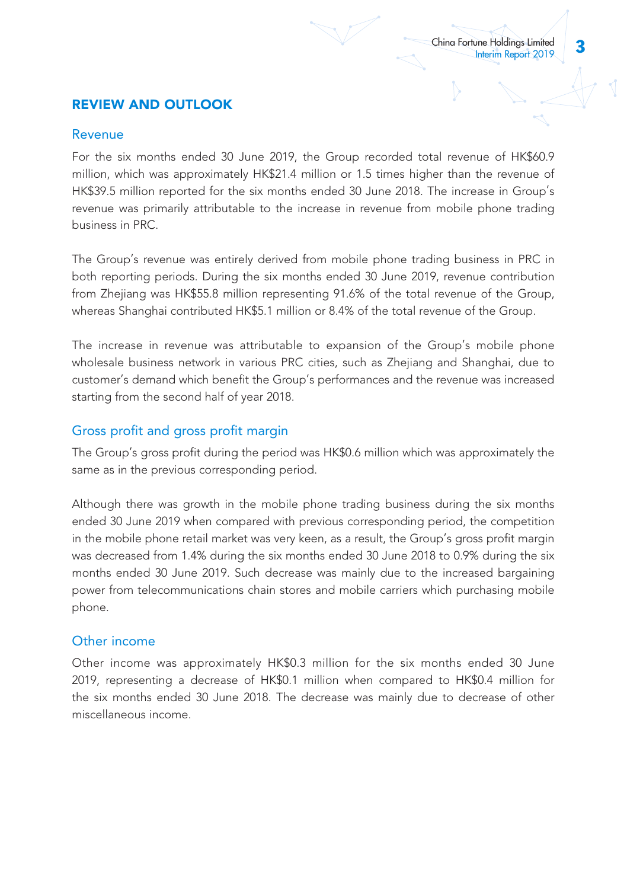## REVIEW AND OUTLOOK

### Revenue

For the six months ended 30 June 2019, the Group recorded total revenue of HK$60.9 million, which was approximately HK$21.4 million or 1.5 times higher than the revenue of HK$39.5 million reported for the six months ended 30 June 2018. The increase in Group's revenue was primarily attributable to the increase in revenue from mobile phone trading business in PRC.

The Group's revenue was entirely derived from mobile phone trading business in PRC in both reporting periods. During the six months ended 30 June 2019, revenue contribution from Zhejiang was HK$55.8 million representing 91.6% of the total revenue of the Group, whereas Shanghai contributed HK$5.1 million or 8.4% of the total revenue of the Group.

The increase in revenue was attributable to expansion of the Group's mobile phone wholesale business network in various PRC cities, such as Zhejiang and Shanghai, due to customer's demand which benefit the Group's performances and the revenue was increased starting from the second half of year 2018.

### Gross profit and gross profit margin

The Group's gross profit during the period was HK$0.6 million which was approximately the same as in the previous corresponding period.

Although there was growth in the mobile phone trading business during the six months ended 30 June 2019 when compared with previous corresponding period, the competition in the mobile phone retail market was very keen, as a result, the Group's gross profit margin was decreased from 1.4% during the six months ended 30 June 2018 to 0.9% during the six months ended 30 June 2019. Such decrease was mainly due to the increased bargaining power from telecommunications chain stores and mobile carriers which purchasing mobile phone.

### Other income

Other income was approximately HK$0.3 million for the six months ended 30 June 2019, representing a decrease of HK$0.1 million when compared to HK$0.4 million for the six months ended 30 June 2018. The decrease was mainly due to decrease of other miscellaneous income.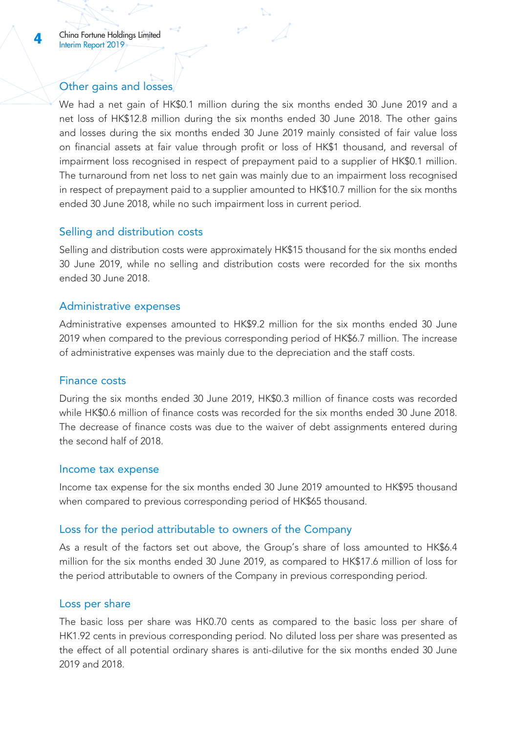### Other gains and losses

We had a net gain of HK$0.1 million during the six months ended 30 June 2019 and a net loss of HK$12.8 million during the six months ended 30 June 2018. The other gains and losses during the six months ended 30 June 2019 mainly consisted of fair value loss on financial assets at fair value through profit or loss of HK$1 thousand, and reversal of impairment loss recognised in respect of prepayment paid to a supplier of HK$0.1 million. The turnaround from net loss to net gain was mainly due to an impairment loss recognised in respect of prepayment paid to a supplier amounted to HK$10.7 million for the six months ended 30 June 2018, while no such impairment loss in current period.

### Selling and distribution costs

Selling and distribution costs were approximately HK$15 thousand for the six months ended 30 June 2019, while no selling and distribution costs were recorded for the six months ended 30 June 2018.

### Administrative expenses

Administrative expenses amounted to HK$9.2 million for the six months ended 30 June 2019 when compared to the previous corresponding period of HK$6.7 million. The increase of administrative expenses was mainly due to the depreciation and the staff costs.

### Finance costs

During the six months ended 30 June 2019, HK$0.3 million of finance costs was recorded while HK$0.6 million of finance costs was recorded for the six months ended 30 June 2018. The decrease of finance costs was due to the waiver of debt assignments entered during the second half of 2018.

### Income tax expense

Income tax expense for the six months ended 30 June 2019 amounted to HK$95 thousand when compared to previous corresponding period of HK$65 thousand.

### Loss for the period attributable to owners of the Company

As a result of the factors set out above, the Group's share of loss amounted to HK$6.4 million for the six months ended 30 June 2019, as compared to HK$17.6 million of loss for the period attributable to owners of the Company in previous corresponding period.

### Loss per share

The basic loss per share was HK0.70 cents as compared to the basic loss per share of HK1.92 cents in previous corresponding period. No diluted loss per share was presented as the effect of all potential ordinary shares is anti-dilutive for the six months ended 30 June 2019 and 2018.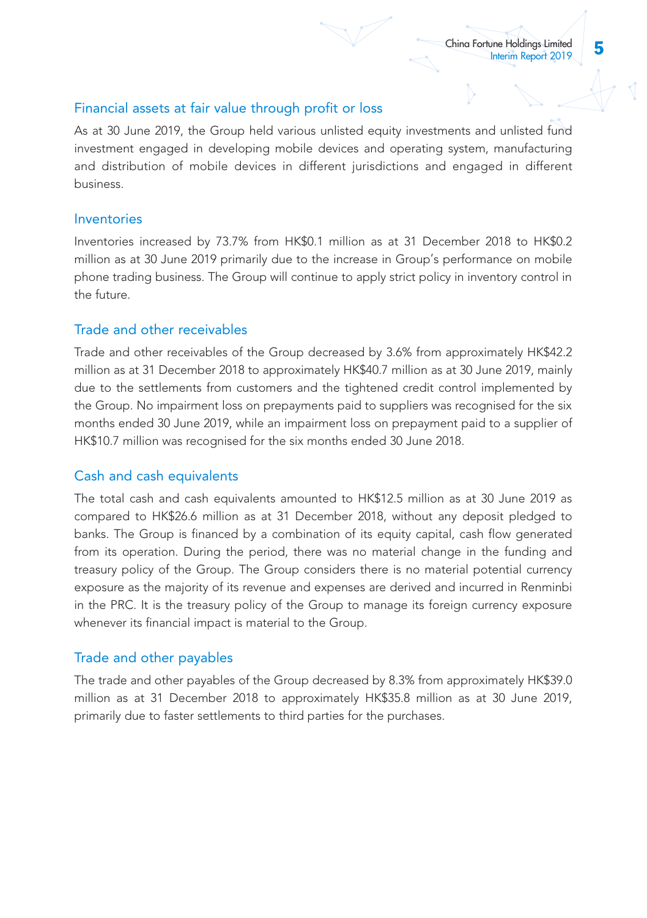### Financial assets at fair value through profit or loss

As at 30 June 2019, the Group held various unlisted equity investments and unlisted fund investment engaged in developing mobile devices and operating system, manufacturing and distribution of mobile devices in different jurisdictions and engaged in different business.

### Inventories

Inventories increased by 73.7% from HK$0.1 million as at 31 December 2018 to HK$0.2 million as at 30 June 2019 primarily due to the increase in Group's performance on mobile phone trading business. The Group will continue to apply strict policy in inventory control in the future.

### Trade and other receivables

Trade and other receivables of the Group decreased by 3.6% from approximately HK$42.2 million as at 31 December 2018 to approximately HK$40.7 million as at 30 June 2019, mainly due to the settlements from customers and the tightened credit control implemented by the Group. No impairment loss on prepayments paid to suppliers was recognised for the six months ended 30 June 2019, while an impairment loss on prepayment paid to a supplier of HK$10.7 million was recognised for the six months ended 30 June 2018.

### Cash and cash equivalents

The total cash and cash equivalents amounted to HK$12.5 million as at 30 June 2019 as compared to HK$26.6 million as at 31 December 2018, without any deposit pledged to banks. The Group is financed by a combination of its equity capital, cash flow generated from its operation. During the period, there was no material change in the funding and treasury policy of the Group. The Group considers there is no material potential currency exposure as the majority of its revenue and expenses are derived and incurred in Renminbi in the PRC. It is the treasury policy of the Group to manage its foreign currency exposure whenever its financial impact is material to the Group.

### Trade and other payables

The trade and other payables of the Group decreased by 8.3% from approximately HK$39.0 million as at 31 December 2018 to approximately HK$35.8 million as at 30 June 2019, primarily due to faster settlements to third parties for the purchases.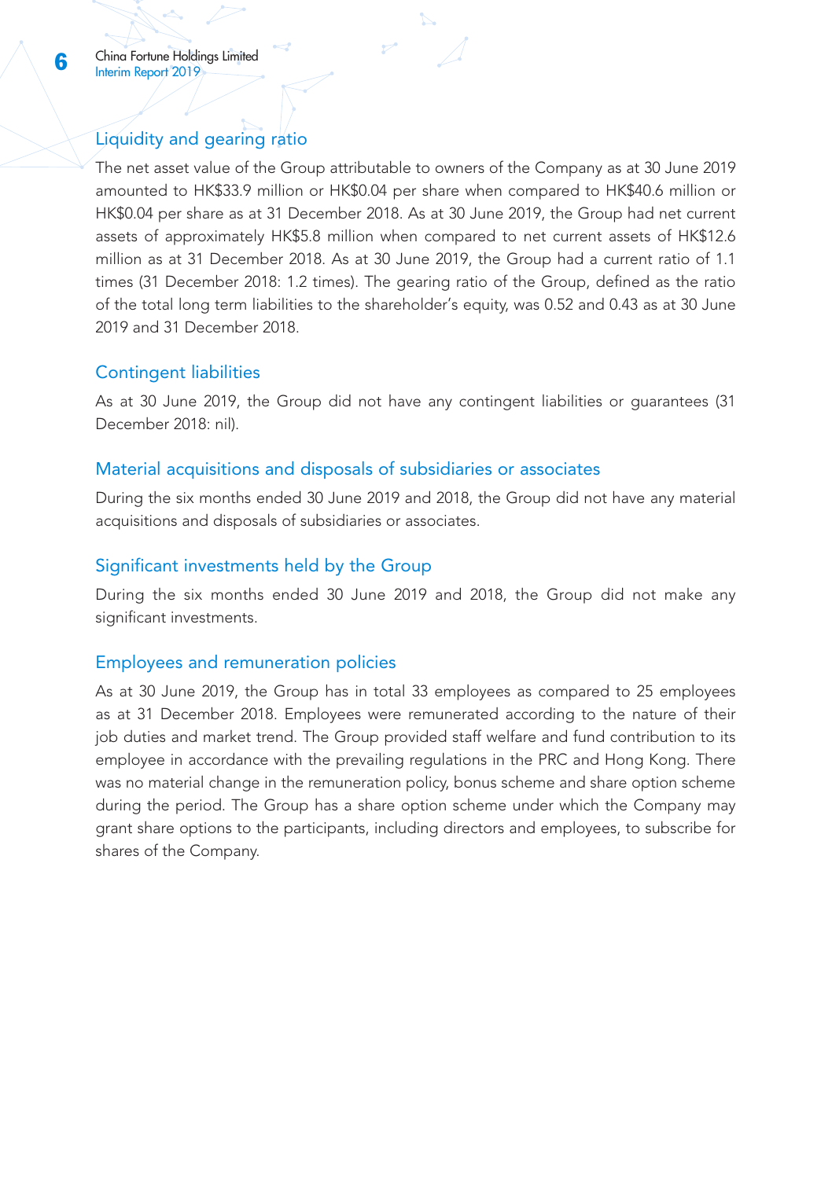## Liquidity and gearing ratio

The net asset value of the Group attributable to owners of the Company as at 30 June 2019 amounted to HK$33.9 million or HK$0.04 per share when compared to HK$40.6 million or HK$0.04 per share as at 31 December 2018. As at 30 June 2019, the Group had net current assets of approximately HK$5.8 million when compared to net current assets of HK$12.6 million as at 31 December 2018. As at 30 June 2019, the Group had a current ratio of 1.1 times (31 December 2018: 1.2 times). The gearing ratio of the Group, defined as the ratio of the total long term liabilities to the shareholder's equity, was 0.52 and 0.43 as at 30 June 2019 and 31 December 2018.

## Contingent liabilities

As at 30 June 2019, the Group did not have any contingent liabilities or guarantees (31 December 2018: nil).

## Material acquisitions and disposals of subsidiaries or associates

During the six months ended 30 June 2019 and 2018, the Group did not have any material acquisitions and disposals of subsidiaries or associates.

## Significant investments held by the Group

During the six months ended 30 June 2019 and 2018, the Group did not make any significant investments.

## Employees and remuneration policies

As at 30 June 2019, the Group has in total 33 employees as compared to 25 employees as at 31 December 2018. Employees were remunerated according to the nature of their job duties and market trend. The Group provided staff welfare and fund contribution to its employee in accordance with the prevailing regulations in the PRC and Hong Kong. There was no material change in the remuneration policy, bonus scheme and share option scheme during the period. The Group has a share option scheme under which the Company may grant share options to the participants, including directors and employees, to subscribe for shares of the Company.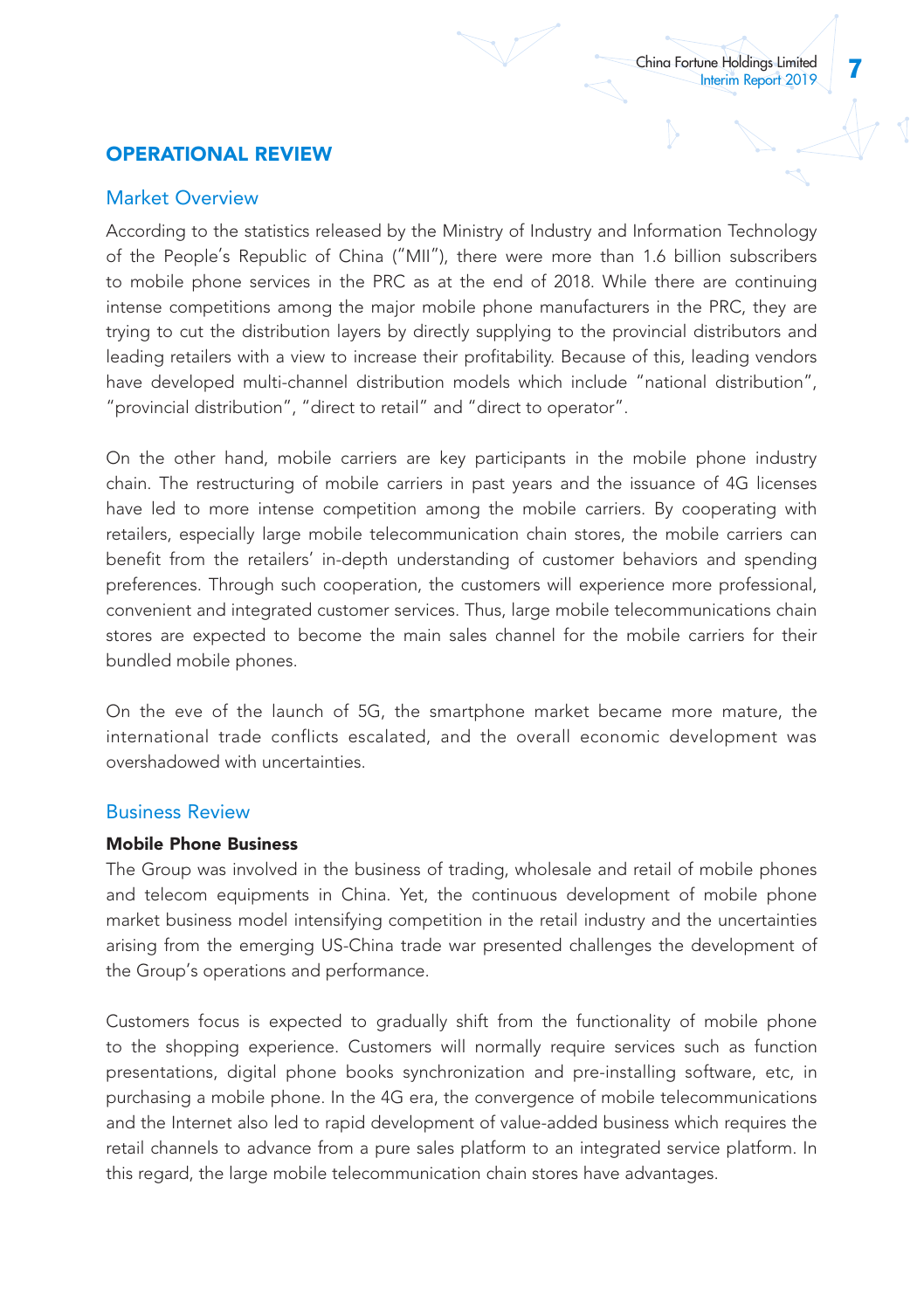## OPERATIONAL REVIEW

### Market Overview

According to the statistics released by the Ministry of Industry and Information Technology of the People's Republic of China ("MII"), there were more than 1.6 billion subscribers to mobile phone services in the PRC as at the end of 2018. While there are continuing intense competitions among the major mobile phone manufacturers in the PRC, they are trying to cut the distribution layers by directly supplying to the provincial distributors and leading retailers with a view to increase their profitability. Because of this, leading vendors have developed multi-channel distribution models which include "national distribution", "provincial distribution", "direct to retail" and "direct to operator".

On the other hand, mobile carriers are key participants in the mobile phone industry chain. The restructuring of mobile carriers in past years and the issuance of 4G licenses have led to more intense competition among the mobile carriers. By cooperating with retailers, especially large mobile telecommunication chain stores, the mobile carriers can benefit from the retailers' in-depth understanding of customer behaviors and spending preferences. Through such cooperation, the customers will experience more professional, convenient and integrated customer services. Thus, large mobile telecommunications chain stores are expected to become the main sales channel for the mobile carriers for their bundled mobile phones.

On the eve of the launch of 5G, the smartphone market became more mature, the international trade conflicts escalated, and the overall economic development was overshadowed with uncertainties.

### Business Review

**Mobile Phone Business**

The Group was involved in the business of trading, wholesale and retail of mobile phones and telecom equipments in China. Yet, the continuous development of mobile phone market business model intensifying competition in the retail industry and the uncertainties arising from the emerging US-China trade war presented challenges the development of the Group's operations and performance.

Customers focus is expected to gradually shift from the functionality of mobile phone to the shopping experience. Customers will normally require services such as function presentations, digital phone books synchronization and pre-installing software, etc, in purchasing a mobile phone. In the 4G era, the convergence of mobile telecommunications and the Internet also led to rapid development of value-added business which requires the retail channels to advance from a pure sales platform to an integrated service platform. In this regard, the large mobile telecommunication chain stores have advantages.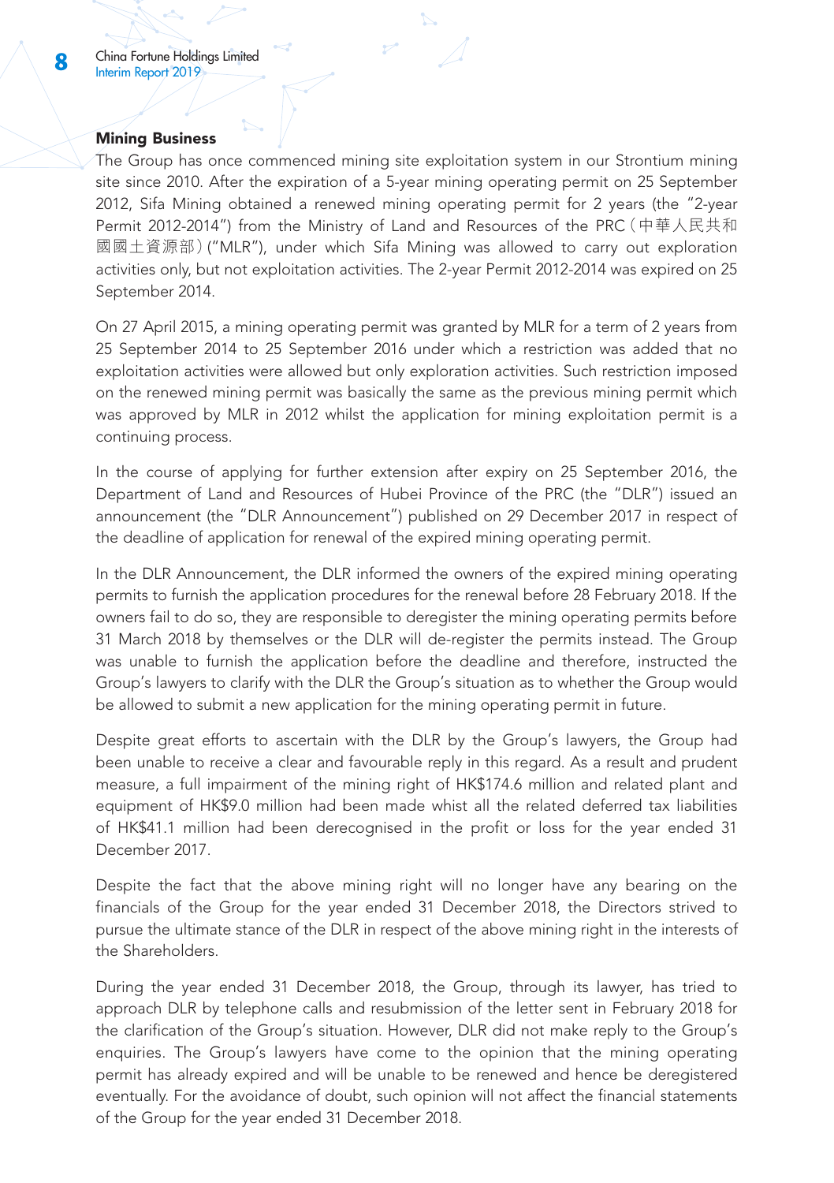**Mining Business**

The Group has once commenced mining site exploitation system in our Strontium mining site since 2010. After the expiration of a 5-year mining operating permit on 25 September 2012, Sifa Mining obtained a renewed mining operating permit for 2 years (the "2-year Permit 2012-2014") from the Ministry of Land and Resources of the PRC（中華人民共和國國土資源部）("MLR"), under which Sifa Mining was allowed to carry out exploration activities only, but not exploitation activities. The 2-year Permit 2012-2014 was expired on 25 September 2014.

On 27 April 2015, a mining operating permit was granted by MLR for a term of 2 years from 25 September 2014 to 25 September 2016 under which a restriction was added that no exploitation activities were allowed but only exploration activities. Such restriction imposed on the renewed mining permit was basically the same as the previous mining permit which was approved by MLR in 2012 whilst the application for mining exploitation permit is a continuing process.

In the course of applying for further extension after expiry on 25 September 2016, the Department of Land and Resources of Hubei Province of the PRC (the "DLR") issued an announcement (the "DLR Announcement") published on 29 December 2017 in respect of the deadline of application for renewal of the expired mining operating permit.

In the DLR Announcement, the DLR informed the owners of the expired mining operating permits to furnish the application procedures for the renewal before 28 February 2018. If the owners fail to do so, they are responsible to deregister the mining operating permits before 31 March 2018 by themselves or the DLR will de-register the permits instead. The Group was unable to furnish the application before the deadline and therefore, instructed the Group's lawyers to clarify with the DLR the Group's situation as to whether the Group would be allowed to submit a new application for the mining operating permit in future.

Despite great efforts to ascertain with the DLR by the Group's lawyers, the Group had been unable to receive a clear and favourable reply in this regard. As a result and prudent measure, a full impairment of the mining right of HK$174.6 million and related plant and equipment of HK$9.0 million had been made whist all the related deferred tax liabilities of HK$41.1 million had been derecognised in the profit or loss for the year ended 31 December 2017.

Despite the fact that the above mining right will no longer have any bearing on the financials of the Group for the year ended 31 December 2018, the Directors strived to pursue the ultimate stance of the DLR in respect of the above mining right in the interests of the Shareholders.

During the year ended 31 December 2018, the Group, through its lawyer, has tried to approach DLR by telephone calls and resubmission of the letter sent in February 2018 for the clarification of the Group's situation. However, DLR did not make reply to the Group's enquiries. The Group's lawyers have come to the opinion that the mining operating permit has already expired and will be unable to be renewed and hence be deregistered eventually. For the avoidance of doubt, such opinion will not affect the financial statements of the Group for the year ended 31 December 2018.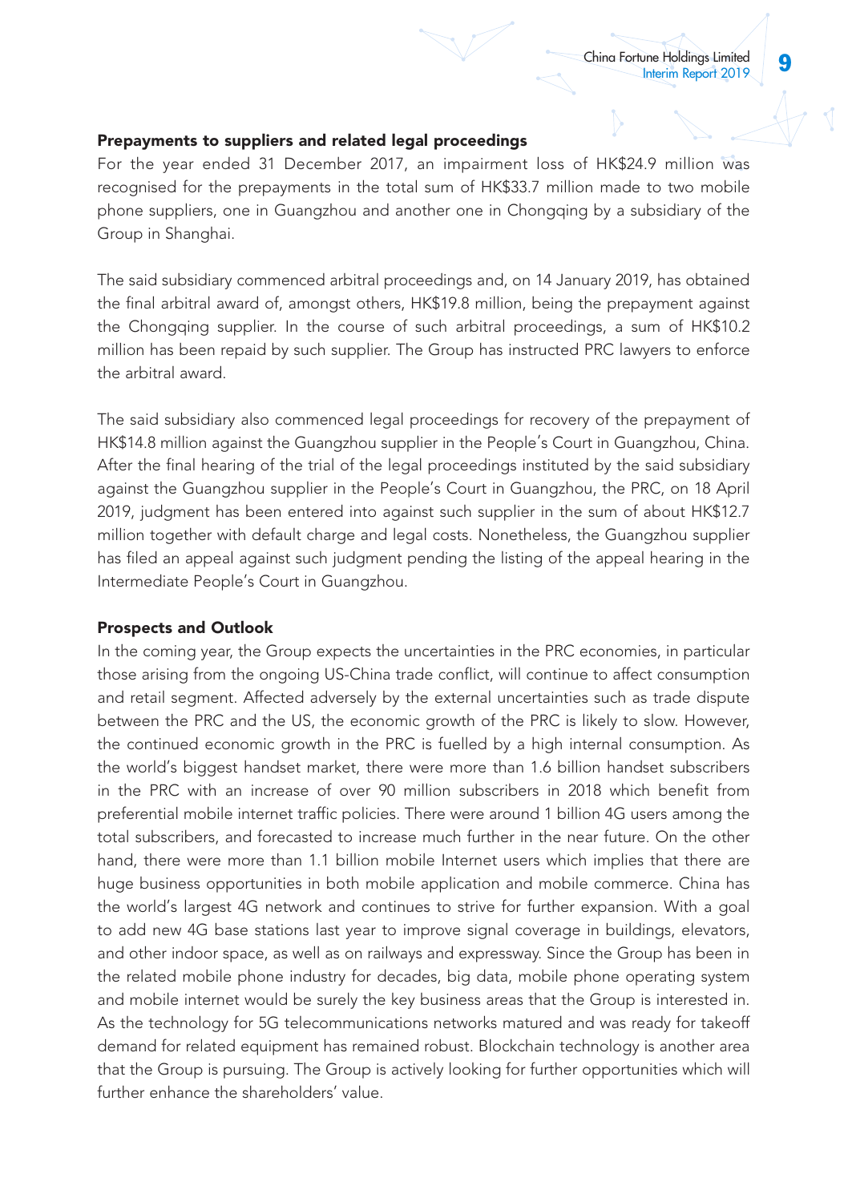**Prepayments to suppliers and related legal proceedings**

For the year ended 31 December 2017, an impairment loss of HK$24.9 million was recognised for the prepayments in the total sum of HK$33.7 million made to two mobile phone suppliers, one in Guangzhou and another one in Chongqing by a subsidiary of the Group in Shanghai.

The said subsidiary commenced arbitral proceedings and, on 14 January 2019, has obtained the final arbitral award of, amongst others, HK$19.8 million, being the prepayment against the Chongqing supplier. In the course of such arbitral proceedings, a sum of HK$10.2 million has been repaid by such supplier. The Group has instructed PRC lawyers to enforce the arbitral award.

The said subsidiary also commenced legal proceedings for recovery of the prepayment of HK$14.8 million against the Guangzhou supplier in the People's Court in Guangzhou, China. After the final hearing of the trial of the legal proceedings instituted by the said subsidiary against the Guangzhou supplier in the People's Court in Guangzhou, the PRC, on 18 April 2019, judgment has been entered into against such supplier in the sum of about HK$12.7 million together with default charge and legal costs. Nonetheless, the Guangzhou supplier has filed an appeal against such judgment pending the listing of the appeal hearing in the Intermediate People's Court in Guangzhou.

**Prospects and Outlook**

In the coming year, the Group expects the uncertainties in the PRC economies, in particular those arising from the ongoing US-China trade conflict, will continue to affect consumption and retail segment. Affected adversely by the external uncertainties such as trade dispute between the PRC and the US, the economic growth of the PRC is likely to slow. However, the continued economic growth in the PRC is fuelled by a high internal consumption. As the world's biggest handset market, there were more than 1.6 billion handset subscribers in the PRC with an increase of over 90 million subscribers in 2018 which benefit from preferential mobile internet traffic policies. There were around 1 billion 4G users among the total subscribers, and forecasted to increase much further in the near future. On the other hand, there were more than 1.1 billion mobile Internet users which implies that there are huge business opportunities in both mobile application and mobile commerce. China has the world's largest 4G network and continues to strive for further expansion. With a goal to add new 4G base stations last year to improve signal coverage in buildings, elevators, and other indoor space, as well as on railways and expressway. Since the Group has been in the related mobile phone industry for decades, big data, mobile phone operating system and mobile internet would be surely the key business areas that the Group is interested in. As the technology for 5G telecommunications networks matured and was ready for takeoff demand for related equipment has remained robust. Blockchain technology is another area that the Group is pursuing. The Group is actively looking for further opportunities which will further enhance the shareholders' value.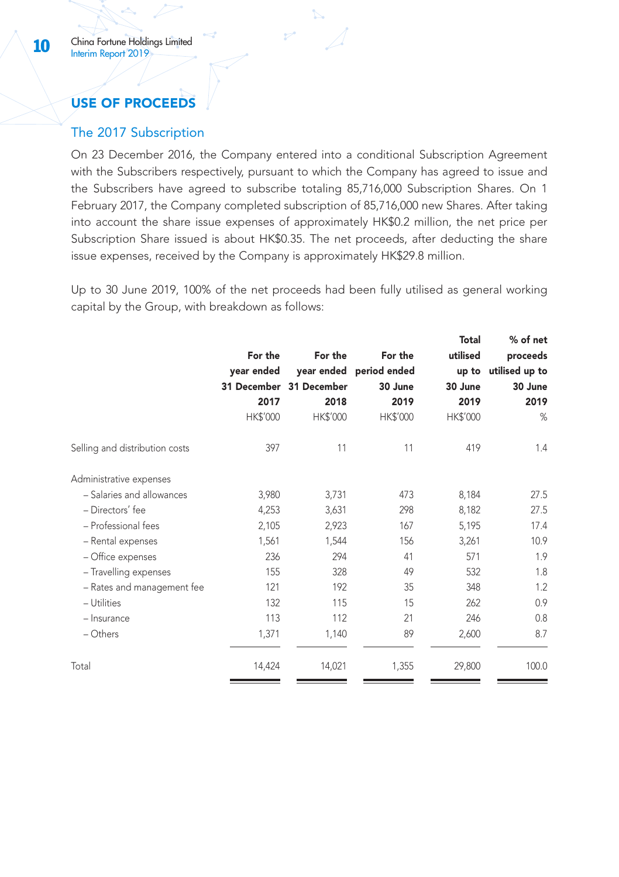## USE OF PROCEEDS

### The 2017 Subscription

On 23 December 2016, the Company entered into a conditional Subscription Agreement with the Subscribers respectively, pursuant to which the Company has agreed to issue and the Subscribers have agreed to subscribe totaling 85,716,000 Subscription Shares. On 1 February 2017, the Company completed subscription of 85,716,000 new Shares. After taking into account the share issue expenses of approximately HK$0.2 million, the net price per Subscription Share issued is about HK$0.35. The net proceeds, after deducting the share issue expenses, received by the Company is approximately HK$29.8 million.

Up to 30 June 2019, 100% of the net proceeds had been fully utilised as general working capital by the Group, with breakdown as follows:

| | For the year ended 31 December 2017 | For the year ended 31 December 2018 | For the period ended 30 June 2019 | Total utilised up to 30 June 2019 | % of net proceeds utilised up to 30 June 2019 |
|---|---|---|---|---|---|
| | HK$'000 | HK$'000 | HK$'000 | HK$'000 | % |
| Selling and distribution costs | 397 | 11 | 11 | 419 | 1.4 |
| Administrative expenses | | | | | |
| – Salaries and allowances | 3,980 | 3,731 | 473 | 8,184 | 27.5 |
| – Directors' fee | 4,253 | 3,631 | 298 | 8,182 | 27.5 |
| – Professional fees | 2,105 | 2,923 | 167 | 5,195 | 17.4 |
| – Rental expenses | 1,561 | 1,544 | 156 | 3,261 | 10.9 |
| – Office expenses | 236 | 294 | 41 | 571 | 1.9 |
| – Travelling expenses | 155 | 328 | 49 | 532 | 1.8 |
| – Rates and management fee | 121 | 192 | 35 | 348 | 1.2 |
| – Utilities | 132 | 115 | 15 | 262 | 0.9 |
| – Insurance | 113 | 112 | 21 | 246 | 0.8 |
| – Others | 1,371 | 1,140 | 89 | 2,600 | 8.7 |
| Total | 14,424 | 14,021 | 1,355 | 29,800 | 100.0 |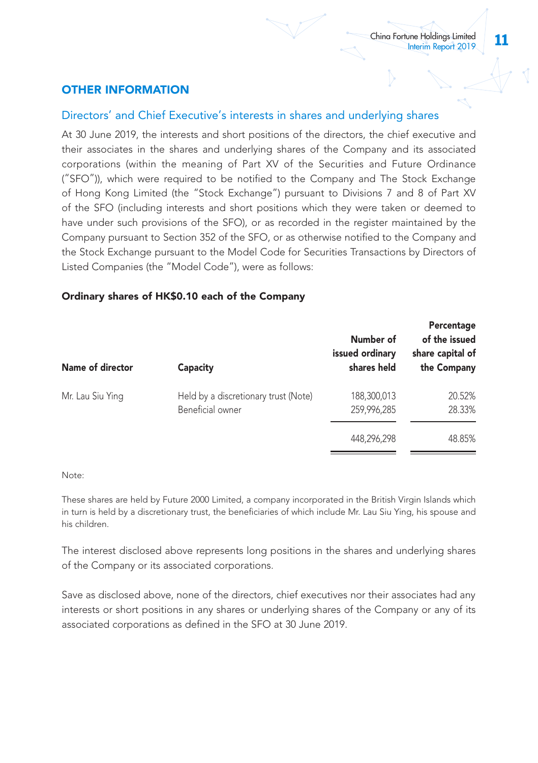## OTHER INFORMATION

### Directors' and Chief Executive's interests in shares and underlying shares

At 30 June 2019, the interests and short positions of the directors, the chief executive and their associates in the shares and underlying shares of the Company and its associated corporations (within the meaning of Part XV of the Securities and Future Ordinance ("SFO")), which were required to be notified to the Company and The Stock Exchange of Hong Kong Limited (the "Stock Exchange") pursuant to Divisions 7 and 8 of Part XV of the SFO (including interests and short positions which they were taken or deemed to have under such provisions of the SFO), or as recorded in the register maintained by the Company pursuant to Section 352 of the SFO, or as otherwise notified to the Company and the Stock Exchange pursuant to the Model Code for Securities Transactions by Directors of Listed Companies (the "Model Code"), were as follows:

**Ordinary shares of HK$0.10 each of the Company**

| Name of director | Capacity | Number of issued ordinary shares held | Percentage of the issued share capital of the Company |
|---|---|---|---|
| Mr. Lau Siu Ying | Held by a discretionary trust (Note) | 188,300,013 | 20.52% |
| | Beneficial owner | 259,996,285 | 28.33% |
| | | 448,296,298 | 48.85% |

Note:

These shares are held by Future 2000 Limited, a company incorporated in the British Virgin Islands which in turn is held by a discretionary trust, the beneficiaries of which include Mr. Lau Siu Ying, his spouse and his children.

The interest disclosed above represents long positions in the shares and underlying shares of the Company or its associated corporations.

Save as disclosed above, none of the directors, chief executives nor their associates had any interests or short positions in any shares or underlying shares of the Company or any of its associated corporations as defined in the SFO at 30 June 2019.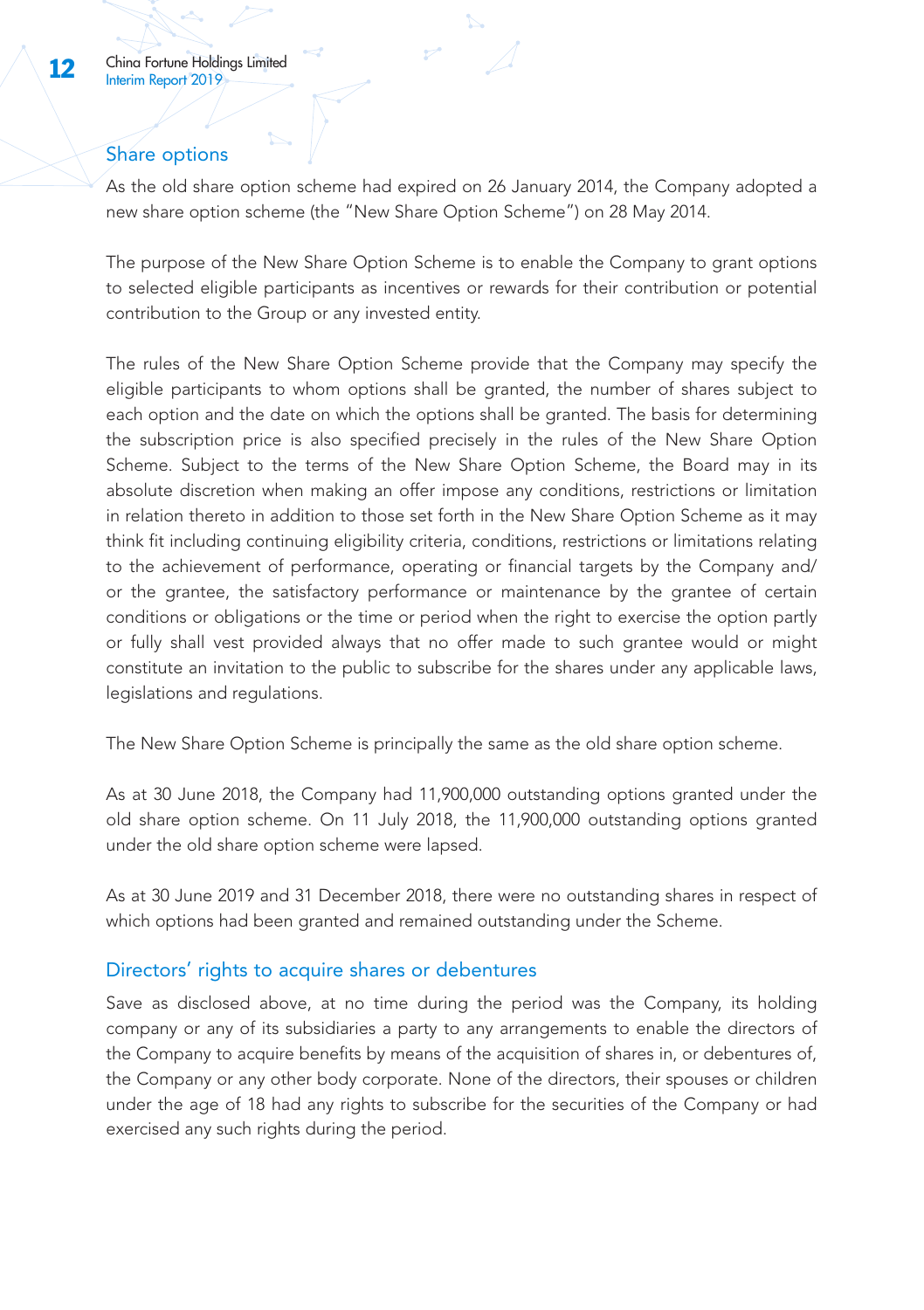## Share options

As the old share option scheme had expired on 26 January 2014, the Company adopted a new share option scheme (the "New Share Option Scheme") on 28 May 2014.

The purpose of the New Share Option Scheme is to enable the Company to grant options to selected eligible participants as incentives or rewards for their contribution or potential contribution to the Group or any invested entity.

The rules of the New Share Option Scheme provide that the Company may specify the eligible participants to whom options shall be granted, the number of shares subject to each option and the date on which the options shall be granted. The basis for determining the subscription price is also specified precisely in the rules of the New Share Option Scheme. Subject to the terms of the New Share Option Scheme, the Board may in its absolute discretion when making an offer impose any conditions, restrictions or limitation in relation thereto in addition to those set forth in the New Share Option Scheme as it may think fit including continuing eligibility criteria, conditions, restrictions or limitations relating to the achievement of performance, operating or financial targets by the Company and/or the grantee, the satisfactory performance or maintenance by the grantee of certain conditions or obligations or the time or period when the right to exercise the option partly or fully shall vest provided always that no offer made to such grantee would or might constitute an invitation to the public to subscribe for the shares under any applicable laws, legislations and regulations.

The New Share Option Scheme is principally the same as the old share option scheme.

As at 30 June 2018, the Company had 11,900,000 outstanding options granted under the old share option scheme. On 11 July 2018, the 11,900,000 outstanding options granted under the old share option scheme were lapsed.

As at 30 June 2019 and 31 December 2018, there were no outstanding shares in respect of which options had been granted and remained outstanding under the Scheme.

## Directors' rights to acquire shares or debentures

Save as disclosed above, at no time during the period was the Company, its holding company or any of its subsidiaries a party to any arrangements to enable the directors of the Company to acquire benefits by means of the acquisition of shares in, or debentures of, the Company or any other body corporate. None of the directors, their spouses or children under the age of 18 had any rights to subscribe for the securities of the Company or had exercised any such rights during the period.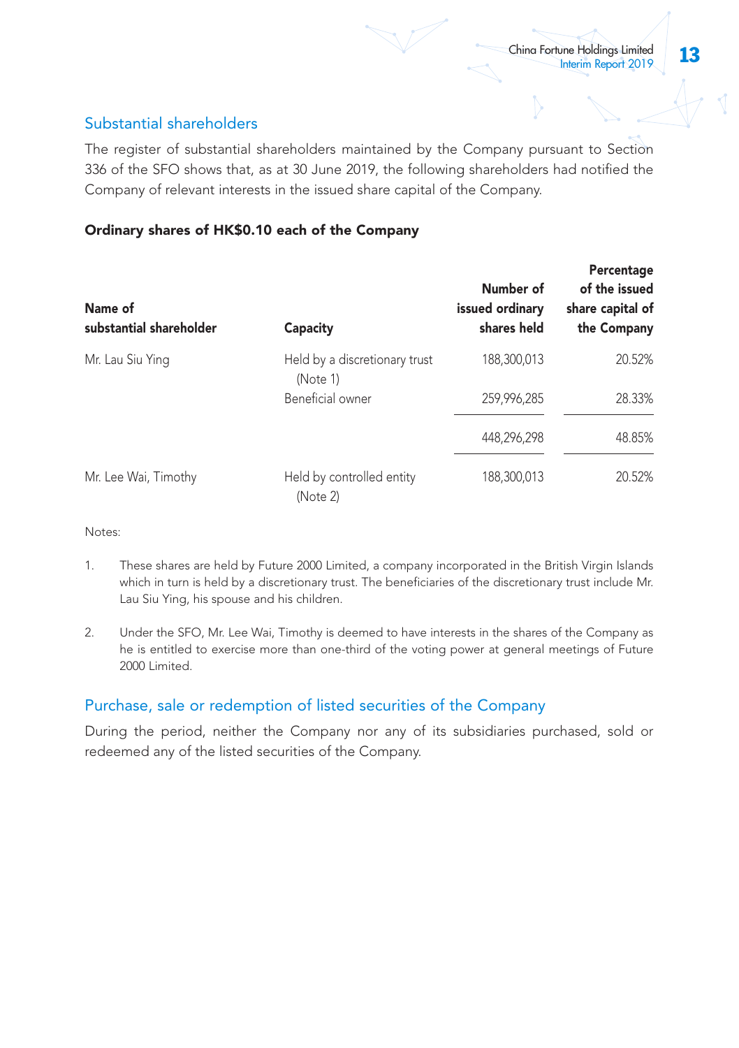## Substantial shareholders

The register of substantial shareholders maintained by the Company pursuant to Section 336 of the SFO shows that, as at 30 June 2019, the following shareholders had notified the Company of relevant interests in the issued share capital of the Company.

### Ordinary shares of HK$0.10 each of the Company

| Name of substantial shareholder | Capacity | Number of issued ordinary shares held | Percentage of the issued share capital of the Company |
|---|---|---|---|
| Mr. Lau Siu Ying | Held by a discretionary trust (Note 1) | 188,300,013 | 20.52% |
| | Beneficial owner | 259,996,285 | 28.33% |
| | | 448,296,298 | 48.85% |
| Mr. Lee Wai, Timothy | Held by controlled entity (Note 2) | 188,300,013 | 20.52% |

Notes:

1. These shares are held by Future 2000 Limited, a company incorporated in the British Virgin Islands which in turn is held by a discretionary trust. The beneficiaries of the discretionary trust include Mr. Lau Siu Ying, his spouse and his children.

2. Under the SFO, Mr. Lee Wai, Timothy is deemed to have interests in the shares of the Company as he is entitled to exercise more than one-third of the voting power at general meetings of Future 2000 Limited.

## Purchase, sale or redemption of listed securities of the Company

During the period, neither the Company nor any of its subsidiaries purchased, sold or redeemed any of the listed securities of the Company.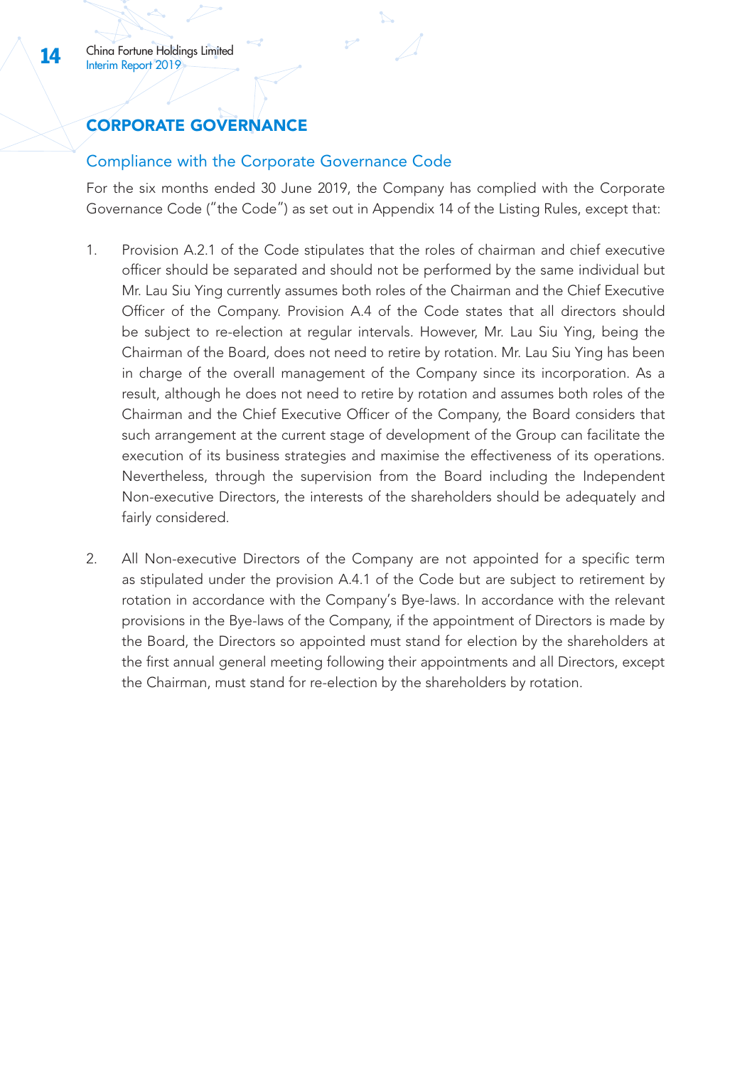# CORPORATE GOVERNANCE

## Compliance with the Corporate Governance Code

For the six months ended 30 June 2019, the Company has complied with the Corporate Governance Code ("the Code") as set out in Appendix 14 of the Listing Rules, except that:

1. Provision A.2.1 of the Code stipulates that the roles of chairman and chief executive officer should be separated and should not be performed by the same individual but Mr. Lau Siu Ying currently assumes both roles of the Chairman and the Chief Executive Officer of the Company. Provision A.4 of the Code states that all directors should be subject to re-election at regular intervals. However, Mr. Lau Siu Ying, being the Chairman of the Board, does not need to retire by rotation. Mr. Lau Siu Ying has been in charge of the overall management of the Company since its incorporation. As a result, although he does not need to retire by rotation and assumes both roles of the Chairman and the Chief Executive Officer of the Company, the Board considers that such arrangement at the current stage of development of the Group can facilitate the execution of its business strategies and maximise the effectiveness of its operations. Nevertheless, through the supervision from the Board including the Independent Non-executive Directors, the interests of the shareholders should be adequately and fairly considered.

2. All Non-executive Directors of the Company are not appointed for a specific term as stipulated under the provision A.4.1 of the Code but are subject to retirement by rotation in accordance with the Company's Bye-laws. In accordance with the relevant provisions in the Bye-laws of the Company, if the appointment of Directors is made by the Board, the Directors so appointed must stand for election by the shareholders at the first annual general meeting following their appointments and all Directors, except the Chairman, must stand for re-election by the shareholders by rotation.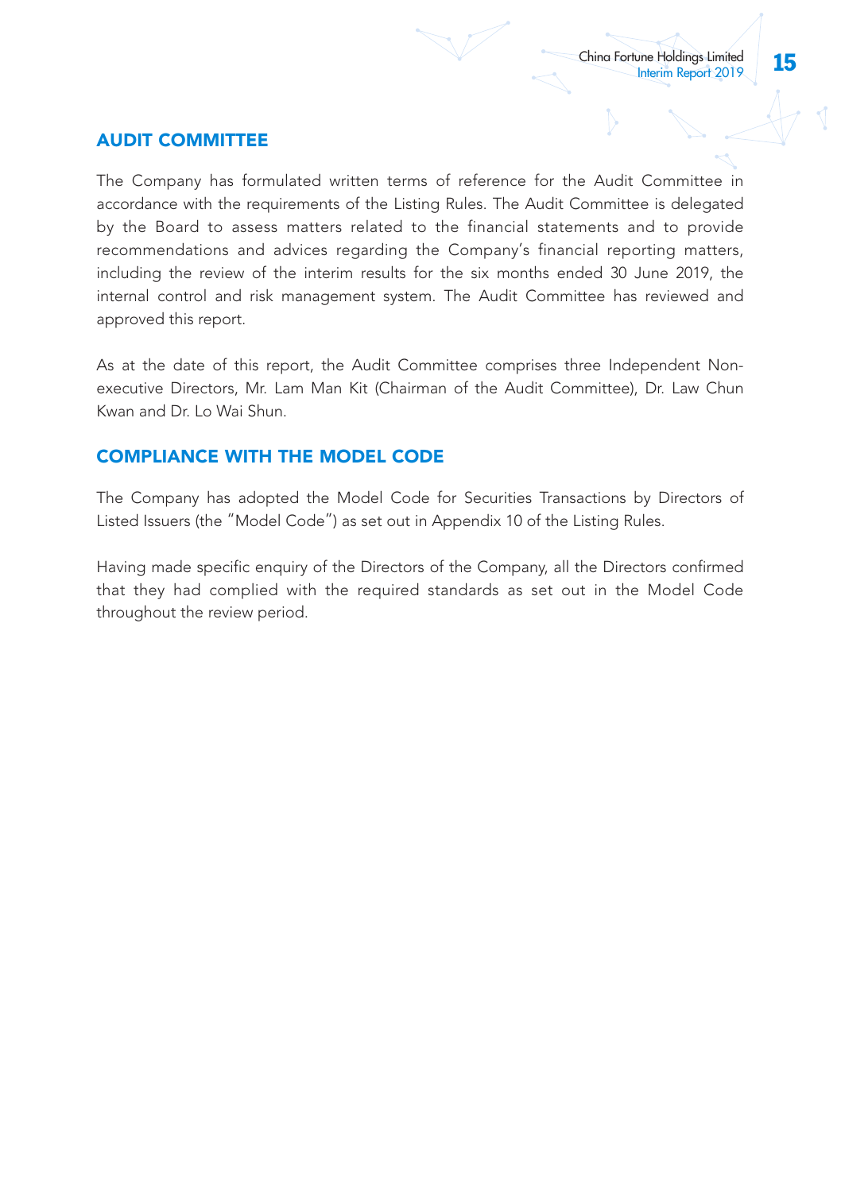## AUDIT COMMITTEE

The Company has formulated written terms of reference for the Audit Committee in accordance with the requirements of the Listing Rules. The Audit Committee is delegated by the Board to assess matters related to the financial statements and to provide recommendations and advices regarding the Company's financial reporting matters, including the review of the interim results for the six months ended 30 June 2019, the internal control and risk management system. The Audit Committee has reviewed and approved this report.

As at the date of this report, the Audit Committee comprises three Independent Non-executive Directors, Mr. Lam Man Kit (Chairman of the Audit Committee), Dr. Law Chun Kwan and Dr. Lo Wai Shun.

## COMPLIANCE WITH THE MODEL CODE

The Company has adopted the Model Code for Securities Transactions by Directors of Listed Issuers (the "Model Code") as set out in Appendix 10 of the Listing Rules.

Having made specific enquiry of the Directors of the Company, all the Directors confirmed that they had complied with the required standards as set out in the Model Code throughout the review period.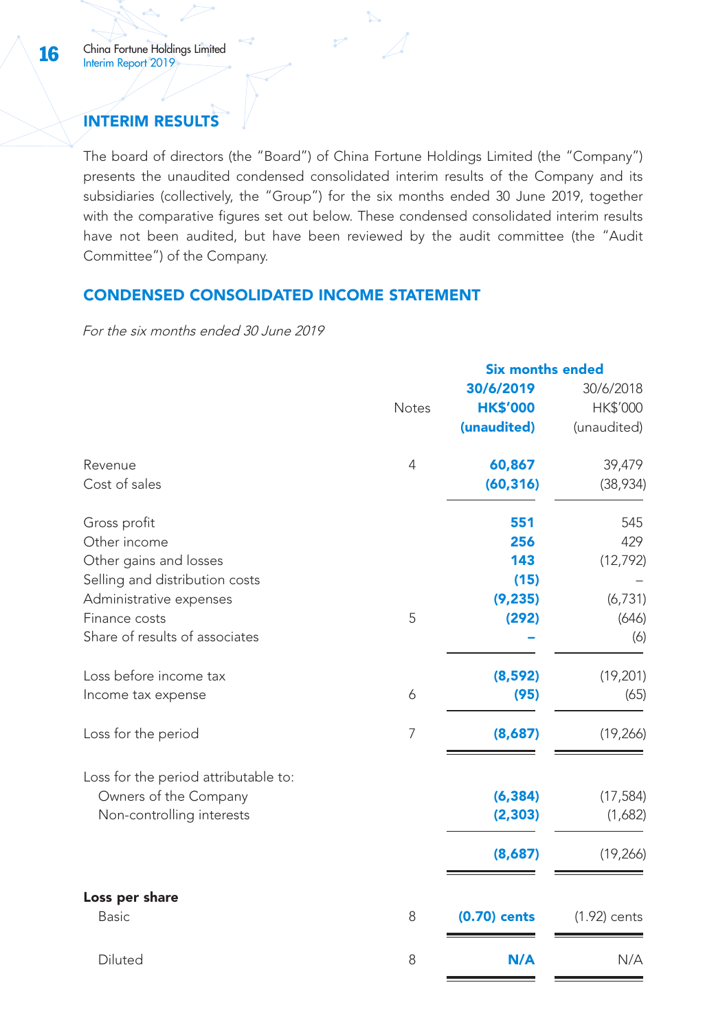## INTERIM RESULTS

The board of directors (the "Board") of China Fortune Holdings Limited (the "Company") presents the unaudited condensed consolidated interim results of the Company and its subsidiaries (collectively, the "Group") for the six months ended 30 June 2019, together with the comparative figures set out below. These condensed consolidated interim results have not been audited, but have been reviewed by the audit committee (the "Audit Committee") of the Company.

## CONDENSED CONSOLIDATED INCOME STATEMENT

*For the six months ended 30 June 2019*

| | Notes | Six months ended | |
|---|---|---|---|
| | | **30/6/2019** | 30/6/2018 |
| | | **HK$'000** | HK$'000 |
| | | **(unaudited)** | (unaudited) |
| Revenue | 4 | **60,867** | 39,479 |
| Cost of sales | | **(60,316)** | (38,934) |
| Gross profit | | **551** | 545 |
| Other income | | **256** | 429 |
| Other gains and losses | | **143** | (12,792) |
| Selling and distribution costs | | **(15)** | – |
| Administrative expenses | | **(9,235)** | (6,731) |
| Finance costs | 5 | **(292)** | (646) |
| Share of results of associates | | **–** | (6) |
| Loss before income tax | | **(8,592)** | (19,201) |
| Income tax expense | 6 | **(95)** | (65) |
| Loss for the period | 7 | **(8,687)** | (19,266) |
| Loss for the period attributable to: | | | |
| Owners of the Company | | **(6,384)** | (17,584) |
| Non-controlling interests | | **(2,303)** | (1,682) |
| | | **(8,687)** | (19,266) |
| **Loss per share** | | | |
| Basic | 8 | **(0.70) cents** | (1.92) cents |
| Diluted | 8 | **N/A** | N/A |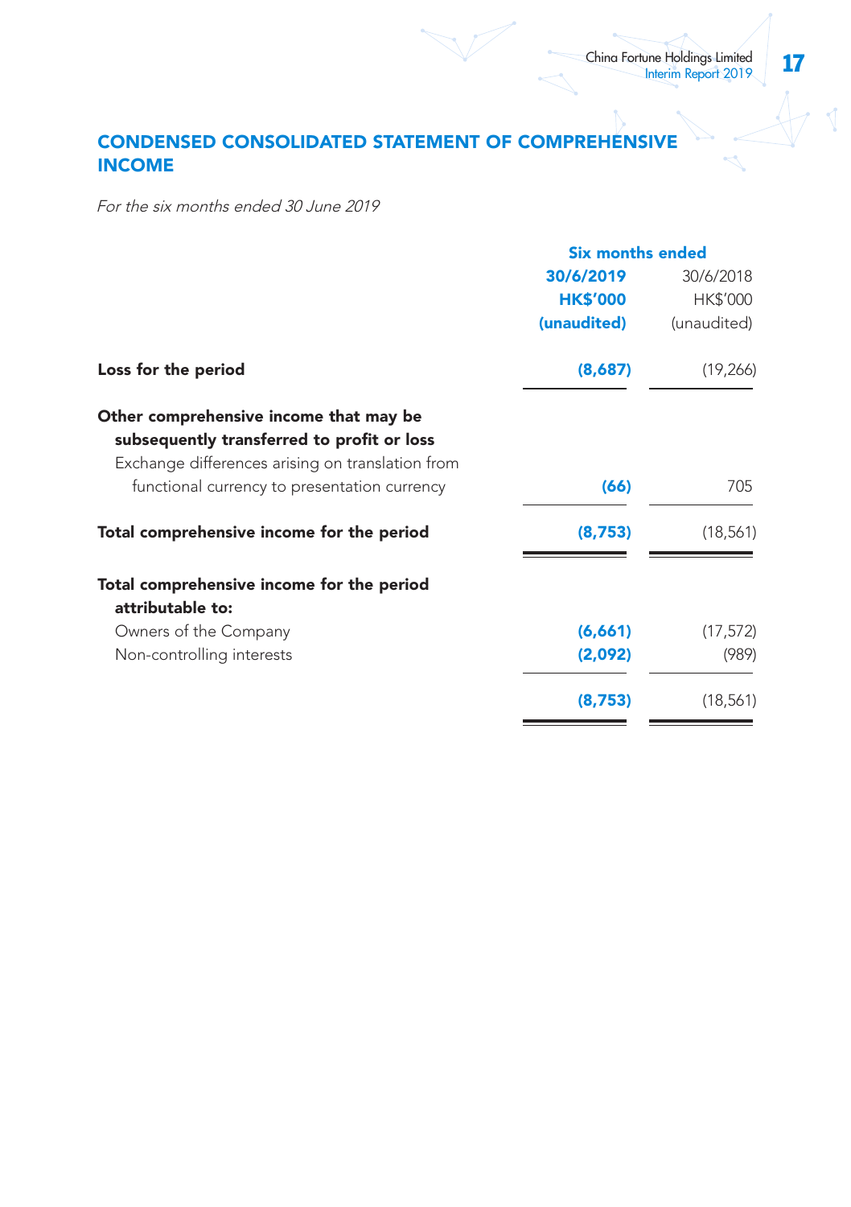## CONDENSED CONSOLIDATED STATEMENT OF COMPREHENSIVE INCOME

*For the six months ended 30 June 2019*

| | Six months ended | |
|---|---|---|
| | **30/6/2019** | 30/6/2018 |
| | **HK$'000** | HK$'000 |
| | **(unaudited)** | (unaudited) |
| **Loss for the period** | **(8,687)** | (19,266) |
| **Other comprehensive income that may be subsequently transferred to profit or loss** | | |
| Exchange differences arising on translation from functional currency to presentation currency | **(66)** | 705 |
| **Total comprehensive income for the period** | **(8,753)** | (18,561) |
| **Total comprehensive income for the period attributable to:** | | |
| Owners of the Company | **(6,661)** | (17,572) |
| Non-controlling interests | **(2,092)** | (989) |
| | **(8,753)** | (18,561) |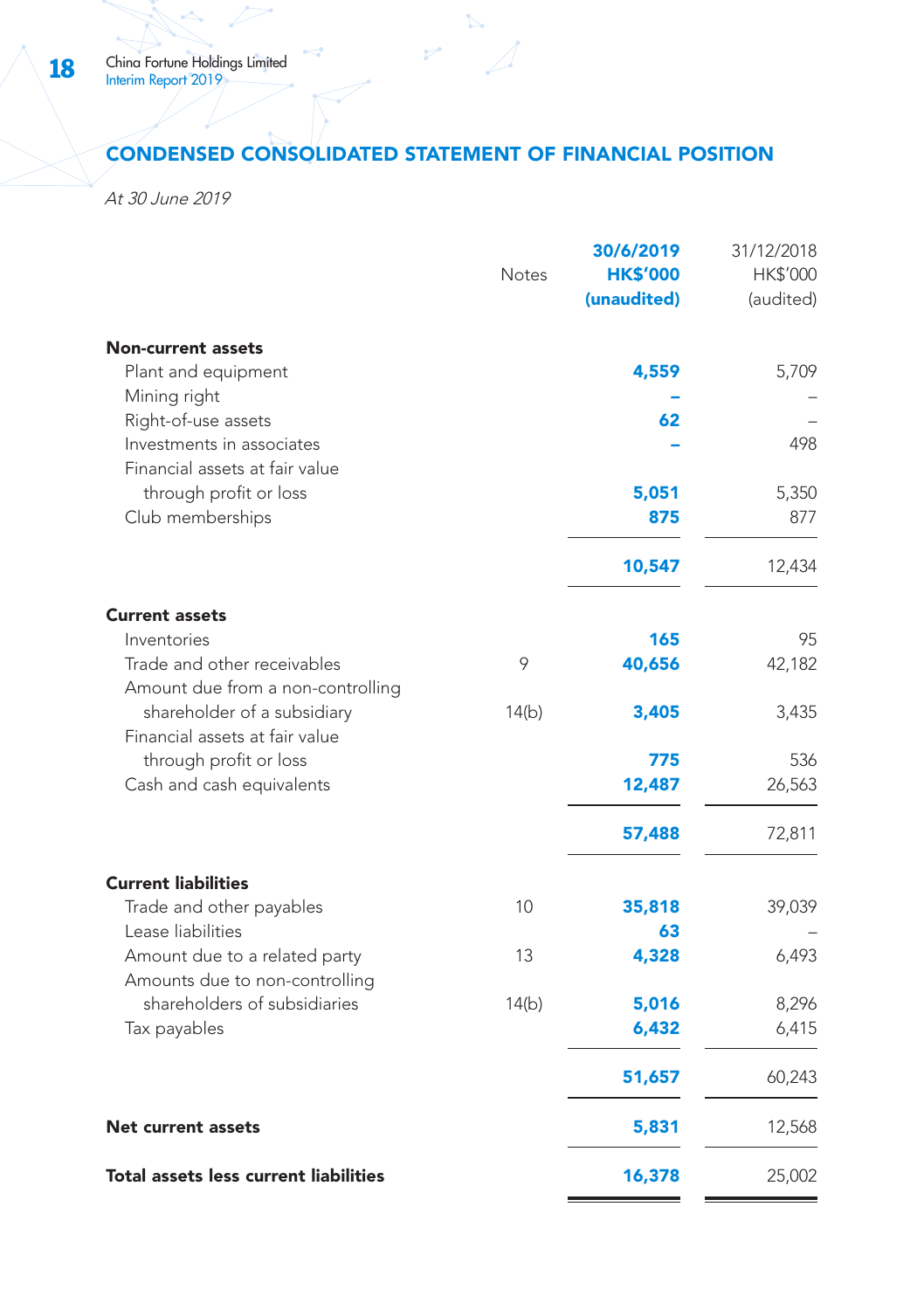## CONDENSED CONSOLIDATED STATEMENT OF FINANCIAL POSITION

*At 30 June 2019*

| | Notes | 30/6/2019 HK$'000 (unaudited) | 31/12/2018 HK$'000 (audited) |
|---|---|---|---|
| **Non-current assets** | | | |
| Plant and equipment | | **4,559** | 5,709 |
| Mining right | | **–** | – |
| Right-of-use assets | | **62** | – |
| Investments in associates | | **–** | 498 |
| Financial assets at fair value through profit or loss | | **5,051** | 5,350 |
| Club memberships | | **875** | 877 |
| | | **10,547** | 12,434 |
| **Current assets** | | | |
| Inventories | | **165** | 95 |
| Trade and other receivables | 9 | **40,656** | 42,182 |
| Amount due from a non-controlling shareholder of a subsidiary | 14(b) | **3,405** | 3,435 |
| Financial assets at fair value through profit or loss | | **775** | 536 |
| Cash and cash equivalents | | **12,487** | 26,563 |
| | | **57,488** | 72,811 |
| **Current liabilities** | | | |
| Trade and other payables | 10 | **35,818** | 39,039 |
| Lease liabilities | | **63** | – |
| Amount due to a related party | 13 | **4,328** | 6,493 |
| Amounts due to non-controlling shareholders of subsidiaries | 14(b) | **5,016** | 8,296 |
| Tax payables | | **6,432** | 6,415 |
| | | **51,657** | 60,243 |
| **Net current assets** | | **5,831** | 12,568 |
| **Total assets less current liabilities** | | **16,378** | 25,002 |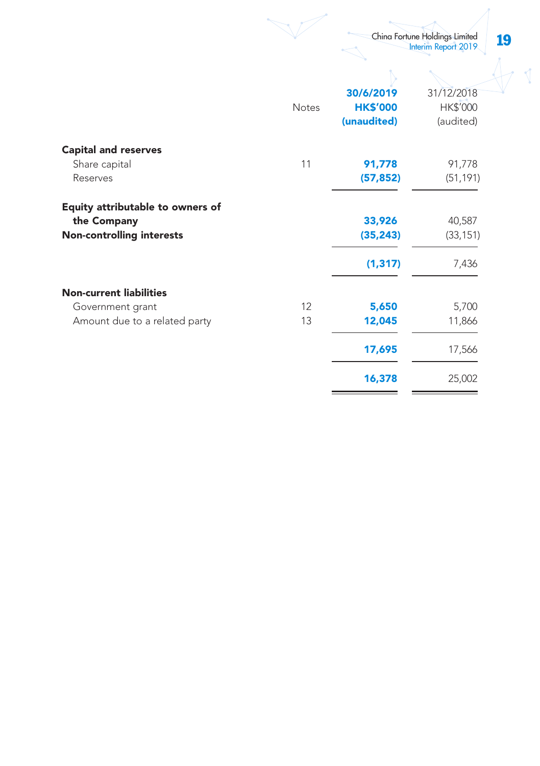| | Notes | 30/6/2019 HK$'000 (unaudited) | 31/12/2018 HK$'000 (audited) |
|---|---|---|---|
| **Capital and reserves** | | | |
| Share capital | 11 | **91,778** | 91,778 |
| Reserves | | **(57,852)** | (51,191) |
| **Equity attributable to owners of the Company** | | **33,926** | 40,587 |
| **Non-controlling interests** | | **(35,243)** | (33,151) |
| | | **(1,317)** | 7,436 |
| **Non-current liabilities** | | | |
| Government grant | 12 | **5,650** | 5,700 |
| Amount due to a related party | 13 | **12,045** | 11,866 |
| | | **17,695** | 17,566 |
| | | **16,378** | 25,002 |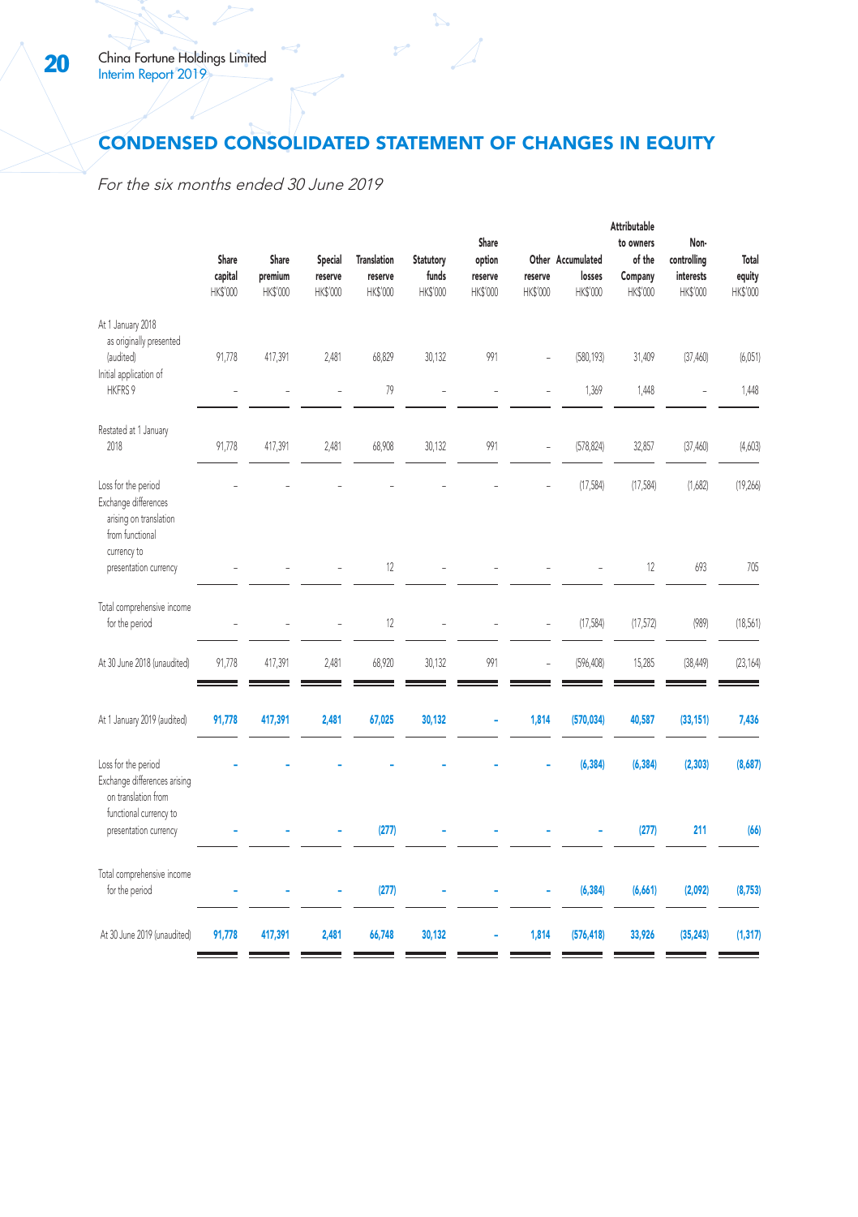# CONDENSED CONSOLIDATED STATEMENT OF CHANGES IN EQUITY

*For the six months ended 30 June 2019*

| | Share capital HK$'000 | Share premium HK$'000 | Special reserve HK$'000 | Translation reserve HK$'000 | Statutory funds HK$'000 | Share option reserve HK$'000 | Other reserve HK$'000 | Accumulated losses HK$'000 | Attributable to owners of the Company HK$'000 | Non-controlling interests HK$'000 | Total equity HK$'000 |
|---|---|---|---|---|---|---|---|---|---|---|---|
| At 1 January 2018 as originally presented (audited) | 91,778 | 417,391 | 2,481 | 68,829 | 30,132 | 991 | – | (580,193) | 31,409 | (37,460) | (6,051) |
| Initial application of HKFRS 9 | – | – | – | 79 | – | – | – | 1,369 | 1,448 | – | 1,448 |
| Restated at 1 January 2018 | 91,778 | 417,391 | 2,481 | 68,908 | 30,132 | 991 | – | (578,824) | 32,857 | (37,460) | (4,603) |
| Loss for the period | – | – | – | – | – | – | – | (17,584) | (17,584) | (1,682) | (19,266) |
| Exchange differences arising on translation from functional currency to presentation currency | – | – | – | 12 | – | – | – | – | 12 | 693 | 705 |
| Total comprehensive income for the period | – | – | – | 12 | – | – | – | (17,584) | (17,572) | (989) | (18,561) |
| At 30 June 2018 (unaudited) | 91,778 | 417,391 | 2,481 | 68,920 | 30,132 | 991 | – | (596,408) | 15,285 | (38,449) | (23,164) |
| **At 1 January 2019 (audited)** | **91,778** | **417,391** | **2,481** | **67,025** | **30,132** | **–** | **1,814** | **(570,034)** | **40,587** | **(33,151)** | **7,436** |
| Loss for the period | **–** | **–** | **–** | **–** | **–** | **–** | **–** | **(6,384)** | **(6,384)** | **(2,303)** | **(8,687)** |
| Exchange differences arising on translation from functional currency to presentation currency | **–** | **–** | **–** | **(277)** | **–** | **–** | **–** | **–** | **(277)** | **211** | **(66)** |
| Total comprehensive income for the period | **–** | **–** | **–** | **(277)** | **–** | **–** | **–** | **(6,384)** | **(6,661)** | **(2,092)** | **(8,753)** |
| **At 30 June 2019 (unaudited)** | **91,778** | **417,391** | **2,481** | **66,748** | **30,132** | **–** | **1,814** | **(576,418)** | **33,926** | **(35,243)** | **(1,317)** |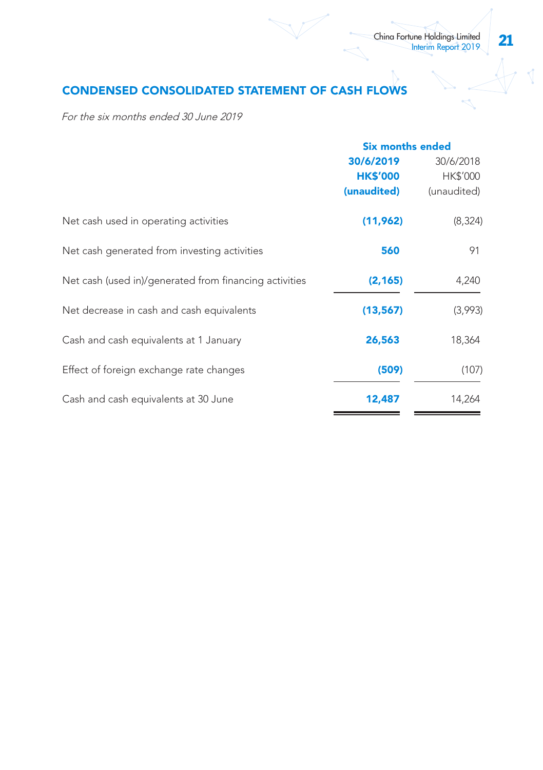## CONDENSED CONSOLIDATED STATEMENT OF CASH FLOWS

*For the six months ended 30 June 2019*

| | Six months ended | |
|---|---|---|
| | **30/6/2019** | 30/6/2018 |
| | **HK$'000** | HK$'000 |
| | **(unaudited)** | (unaudited) |
| Net cash used in operating activities | **(11,962)** | (8,324) |
| Net cash generated from investing activities | **560** | 91 |
| Net cash (used in)/generated from financing activities | **(2,165)** | 4,240 |
| Net decrease in cash and cash equivalents | **(13,567)** | (3,993) |
| Cash and cash equivalents at 1 January | **26,563** | 18,364 |
| Effect of foreign exchange rate changes | **(509)** | (107) |
| Cash and cash equivalents at 30 June | **12,487** | 14,264 |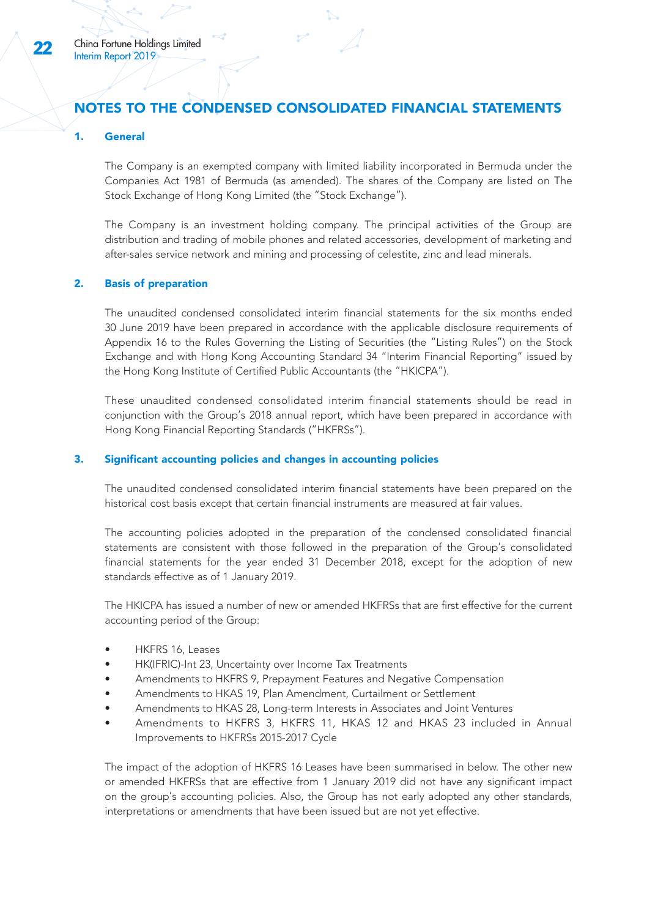# NOTES TO THE CONDENSED CONSOLIDATED FINANCIAL STATEMENTS

## 1. General

The Company is an exempted company with limited liability incorporated in Bermuda under the Companies Act 1981 of Bermuda (as amended). The shares of the Company are listed on The Stock Exchange of Hong Kong Limited (the "Stock Exchange").

The Company is an investment holding company. The principal activities of the Group are distribution and trading of mobile phones and related accessories, development of marketing and after-sales service network and mining and processing of celestite, zinc and lead minerals.

## 2. Basis of preparation

The unaudited condensed consolidated interim financial statements for the six months ended 30 June 2019 have been prepared in accordance with the applicable disclosure requirements of Appendix 16 to the Rules Governing the Listing of Securities (the "Listing Rules") on the Stock Exchange and with Hong Kong Accounting Standard 34 "Interim Financial Reporting" issued by the Hong Kong Institute of Certified Public Accountants (the "HKICPA").

These unaudited condensed consolidated interim financial statements should be read in conjunction with the Group's 2018 annual report, which have been prepared in accordance with Hong Kong Financial Reporting Standards ("HKFRSs").

## 3. Significant accounting policies and changes in accounting policies

The unaudited condensed consolidated interim financial statements have been prepared on the historical cost basis except that certain financial instruments are measured at fair values.

The accounting policies adopted in the preparation of the condensed consolidated financial statements are consistent with those followed in the preparation of the Group's consolidated financial statements for the year ended 31 December 2018, except for the adoption of new standards effective as of 1 January 2019.

The HKICPA has issued a number of new or amended HKFRSs that are first effective for the current accounting period of the Group:

- HKFRS 16, Leases
- HK(IFRIC)-Int 23, Uncertainty over Income Tax Treatments
- Amendments to HKFRS 9, Prepayment Features and Negative Compensation
- Amendments to HKAS 19, Plan Amendment, Curtailment or Settlement
- Amendments to HKAS 28, Long-term Interests in Associates and Joint Ventures
- Amendments to HKFRS 3, HKFRS 11, HKAS 12 and HKAS 23 included in Annual Improvements to HKFRSs 2015-2017 Cycle

The impact of the adoption of HKFRS 16 Leases have been summarised in below. The other new or amended HKFRSs that are effective from 1 January 2019 did not have any significant impact on the group's accounting policies. Also, the Group has not early adopted any other standards, interpretations or amendments that have been issued but are not yet effective.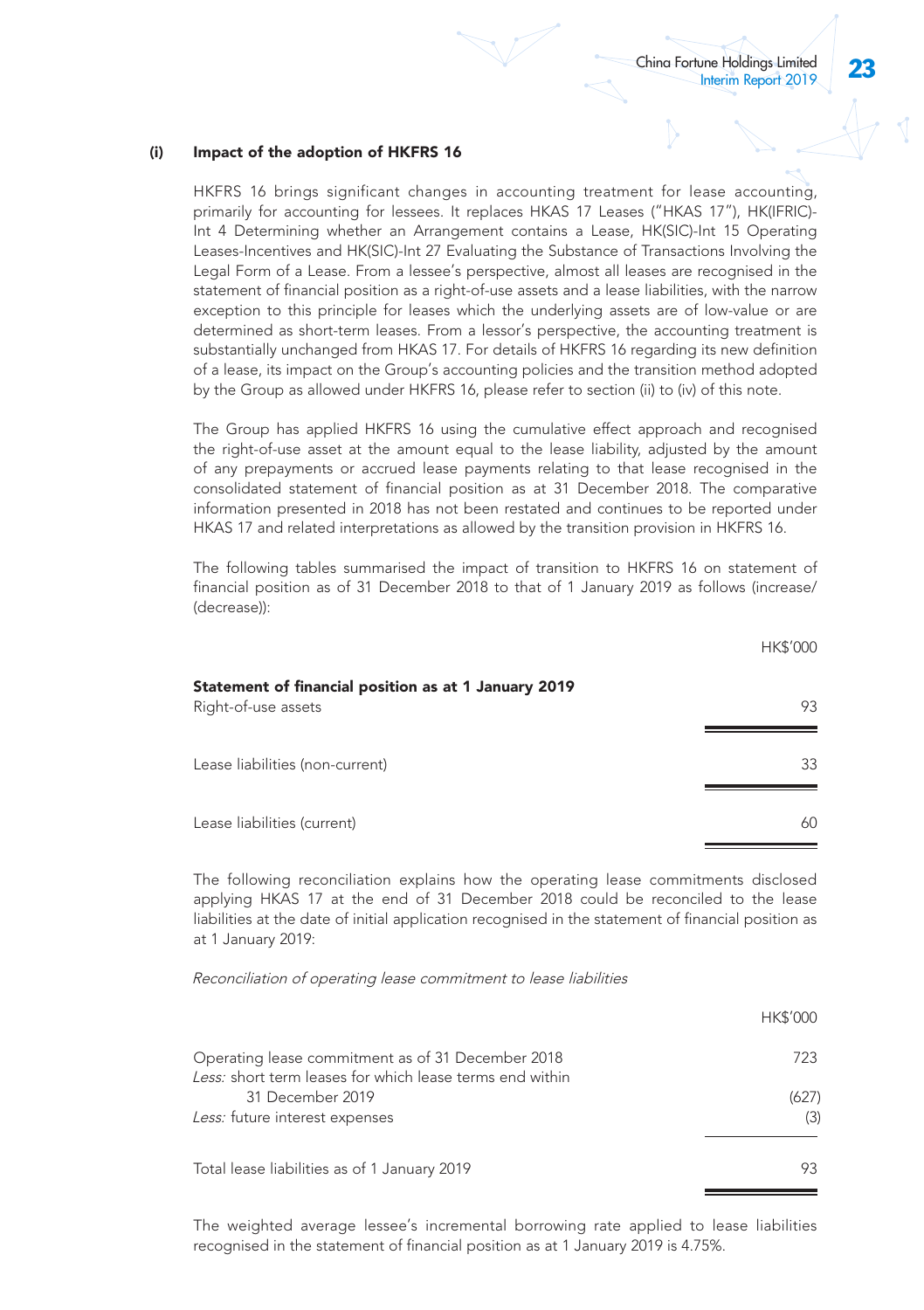### (i) Impact of the adoption of HKFRS 16

HKFRS 16 brings significant changes in accounting treatment for lease accounting, primarily for accounting for lessees. It replaces HKAS 17 Leases ("HKAS 17"), HK(IFRIC)-Int 4 Determining whether an Arrangement contains a Lease, HK(SIC)-Int 15 Operating Leases-Incentives and HK(SIC)-Int 27 Evaluating the Substance of Transactions Involving the Legal Form of a Lease. From a lessee's perspective, almost all leases are recognised in the statement of financial position as a right-of-use assets and a lease liabilities, with the narrow exception to this principle for leases which the underlying assets are of low-value or are determined as short-term leases. From a lessor's perspective, the accounting treatment is substantially unchanged from HKAS 17. For details of HKFRS 16 regarding its new definition of a lease, its impact on the Group's accounting policies and the transition method adopted by the Group as allowed under HKFRS 16, please refer to section (ii) to (iv) of this note.

The Group has applied HKFRS 16 using the cumulative effect approach and recognised the right-of-use asset at the amount equal to the lease liability, adjusted by the amount of any prepayments or accrued lease payments relating to that lease recognised in the consolidated statement of financial position as at 31 December 2018. The comparative information presented in 2018 has not been restated and continues to be reported under HKAS 17 and related interpretations as allowed by the transition provision in HKFRS 16.

The following tables summarised the impact of transition to HKFRS 16 on statement of financial position as of 31 December 2018 to that of 1 January 2019 as follows (increase/(decrease)):

| | HK$'000 |
|---|---|
| **Statement of financial position as at 1 January 2019** | |
| Right-of-use assets | 93 |
| Lease liabilities (non-current) | 33 |
| Lease liabilities (current) | 60 |

The following reconciliation explains how the operating lease commitments disclosed applying HKAS 17 at the end of 31 December 2018 could be reconciled to the lease liabilities at the date of initial application recognised in the statement of financial position as at 1 January 2019:

*Reconciliation of operating lease commitment to lease liabilities*

| | HK$'000 |
|---|---|
| Operating lease commitment as of 31 December 2018 | 723 |
| *Less:* short term leases for which lease terms end within 31 December 2019 | (627) |
| *Less:* future interest expenses | (3) |
| Total lease liabilities as of 1 January 2019 | 93 |

The weighted average lessee's incremental borrowing rate applied to lease liabilities recognised in the statement of financial position as at 1 January 2019 is 4.75%.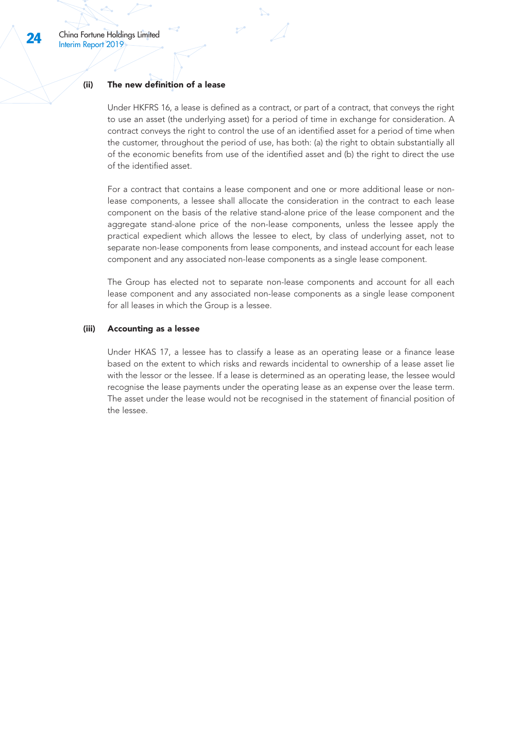### (ii) The new definition of a lease

Under HKFRS 16, a lease is defined as a contract, or part of a contract, that conveys the right to use an asset (the underlying asset) for a period of time in exchange for consideration. A contract conveys the right to control the use of an identified asset for a period of time when the customer, throughout the period of use, has both: (a) the right to obtain substantially all of the economic benefits from use of the identified asset and (b) the right to direct the use of the identified asset.

For a contract that contains a lease component and one or more additional lease or non-lease components, a lessee shall allocate the consideration in the contract to each lease component on the basis of the relative stand-alone price of the lease component and the aggregate stand-alone price of the non-lease components, unless the lessee apply the practical expedient which allows the lessee to elect, by class of underlying asset, not to separate non-lease components from lease components, and instead account for each lease component and any associated non-lease components as a single lease component.

The Group has elected not to separate non-lease components and account for all each lease component and any associated non-lease components as a single lease component for all leases in which the Group is a lessee.

### (iii) Accounting as a lessee

Under HKAS 17, a lessee has to classify a lease as an operating lease or a finance lease based on the extent to which risks and rewards incidental to ownership of a lease asset lie with the lessor or the lessee. If a lease is determined as an operating lease, the lessee would recognise the lease payments under the operating lease as an expense over the lease term. The asset under the lease would not be recognised in the statement of financial position of the lessee.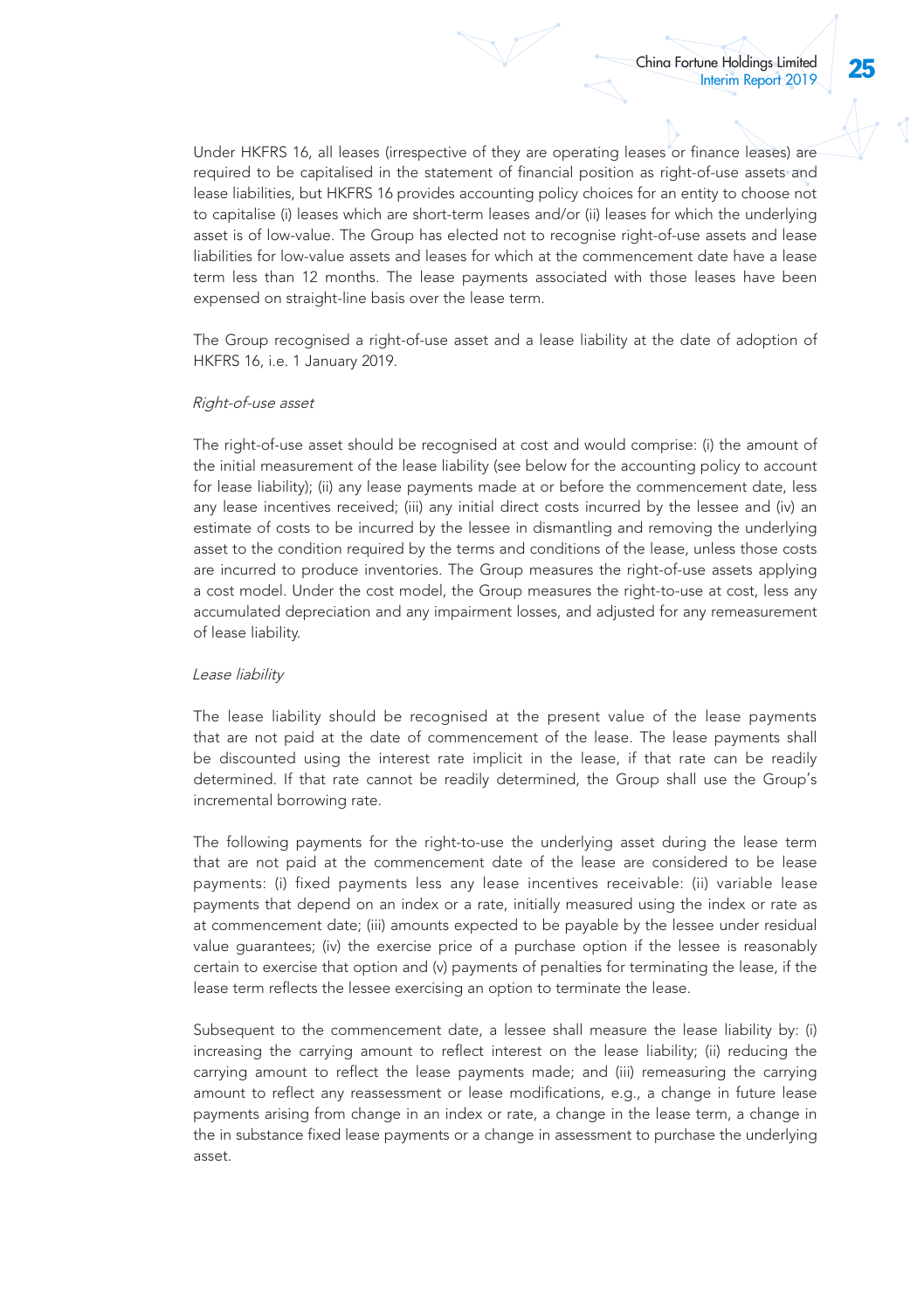Under HKFRS 16, all leases (irrespective of they are operating leases or finance leases) are required to be capitalised in the statement of financial position as right-of-use assets and lease liabilities, but HKFRS 16 provides accounting policy choices for an entity to choose not to capitalise (i) leases which are short-term leases and/or (ii) leases for which the underlying asset is of low-value. The Group has elected not to recognise right-of-use assets and lease liabilities for low-value assets and leases for which at the commencement date have a lease term less than 12 months. The lease payments associated with those leases have been expensed on straight-line basis over the lease term.

The Group recognised a right-of-use asset and a lease liability at the date of adoption of HKFRS 16, i.e. 1 January 2019.

*Right-of-use asset*

The right-of-use asset should be recognised at cost and would comprise: (i) the amount of the initial measurement of the lease liability (see below for the accounting policy to account for lease liability); (ii) any lease payments made at or before the commencement date, less any lease incentives received; (iii) any initial direct costs incurred by the lessee and (iv) an estimate of costs to be incurred by the lessee in dismantling and removing the underlying asset to the condition required by the terms and conditions of the lease, unless those costs are incurred to produce inventories. The Group measures the right-of-use assets applying a cost model. Under the cost model, the Group measures the right-to-use at cost, less any accumulated depreciation and any impairment losses, and adjusted for any remeasurement of lease liability.

*Lease liability*

The lease liability should be recognised at the present value of the lease payments that are not paid at the date of commencement of the lease. The lease payments shall be discounted using the interest rate implicit in the lease, if that rate can be readily determined. If that rate cannot be readily determined, the Group shall use the Group's incremental borrowing rate.

The following payments for the right-to-use the underlying asset during the lease term that are not paid at the commencement date of the lease are considered to be lease payments: (i) fixed payments less any lease incentives receivable: (ii) variable lease payments that depend on an index or a rate, initially measured using the index or rate as at commencement date; (iii) amounts expected to be payable by the lessee under residual value guarantees; (iv) the exercise price of a purchase option if the lessee is reasonably certain to exercise that option and (v) payments of penalties for terminating the lease, if the lease term reflects the lessee exercising an option to terminate the lease.

Subsequent to the commencement date, a lessee shall measure the lease liability by: (i) increasing the carrying amount to reflect interest on the lease liability; (ii) reducing the carrying amount to reflect the lease payments made; and (iii) remeasuring the carrying amount to reflect any reassessment or lease modifications, e.g., a change in future lease payments arising from change in an index or rate, a change in the lease term, a change in the in substance fixed lease payments or a change in assessment to purchase the underlying asset.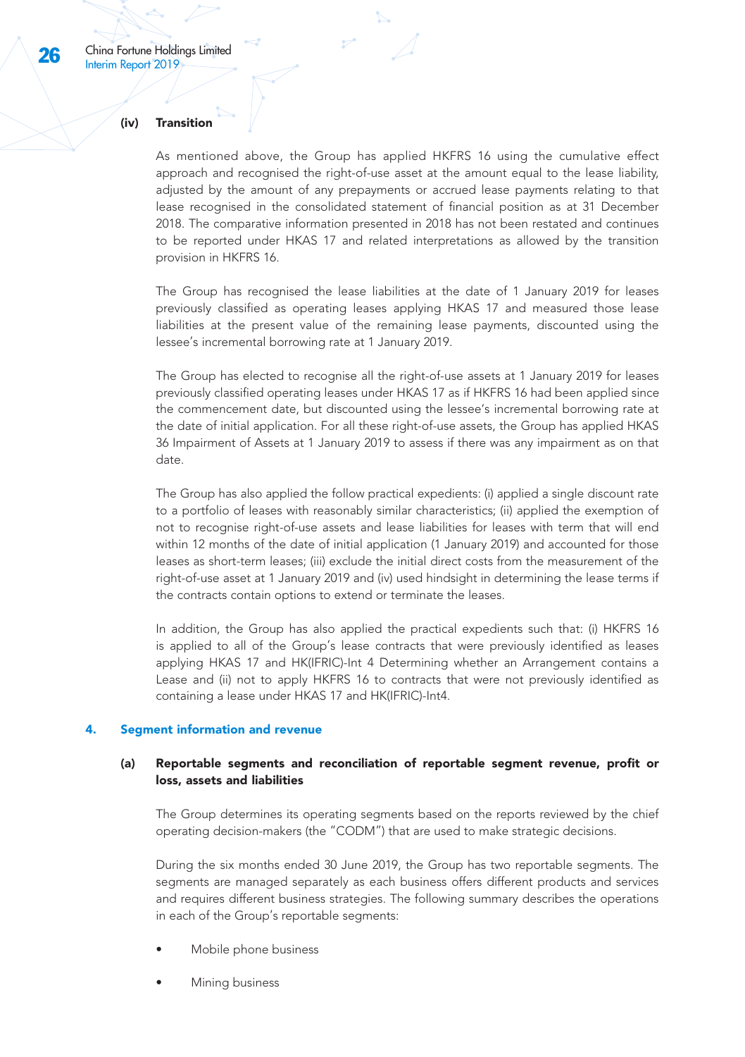#### (iv) Transition

As mentioned above, the Group has applied HKFRS 16 using the cumulative effect approach and recognised the right-of-use asset at the amount equal to the lease liability, adjusted by the amount of any prepayments or accrued lease payments relating to that lease recognised in the consolidated statement of financial position as at 31 December 2018. The comparative information presented in 2018 has not been restated and continues to be reported under HKAS 17 and related interpretations as allowed by the transition provision in HKFRS 16.

The Group has recognised the lease liabilities at the date of 1 January 2019 for leases previously classified as operating leases applying HKAS 17 and measured those lease liabilities at the present value of the remaining lease payments, discounted using the lessee's incremental borrowing rate at 1 January 2019.

The Group has elected to recognise all the right-of-use assets at 1 January 2019 for leases previously classified operating leases under HKAS 17 as if HKFRS 16 had been applied since the commencement date, but discounted using the lessee's incremental borrowing rate at the date of initial application. For all these right-of-use assets, the Group has applied HKAS 36 Impairment of Assets at 1 January 2019 to assess if there was any impairment as on that date.

The Group has also applied the follow practical expedients: (i) applied a single discount rate to a portfolio of leases with reasonably similar characteristics; (ii) applied the exemption of not to recognise right-of-use assets and lease liabilities for leases with term that will end within 12 months of the date of initial application (1 January 2019) and accounted for those leases as short-term leases; (iii) exclude the initial direct costs from the measurement of the right-of-use asset at 1 January 2019 and (iv) used hindsight in determining the lease terms if the contracts contain options to extend or terminate the leases.

In addition, the Group has also applied the practical expedients such that: (i) HKFRS 16 is applied to all of the Group's lease contracts that were previously identified as leases applying HKAS 17 and HK(IFRIC)-Int 4 Determining whether an Arrangement contains a Lease and (ii) not to apply HKFRS 16 to contracts that were not previously identified as containing a lease under HKAS 17 and HK(IFRIC)-Int4.

## 4. Segment information and revenue

### (a) Reportable segments and reconciliation of reportable segment revenue, profit or loss, assets and liabilities

The Group determines its operating segments based on the reports reviewed by the chief operating decision-makers (the "CODM") that are used to make strategic decisions.

During the six months ended 30 June 2019, the Group has two reportable segments. The segments are managed separately as each business offers different products and services and requires different business strategies. The following summary describes the operations in each of the Group's reportable segments:

- Mobile phone business
- Mining business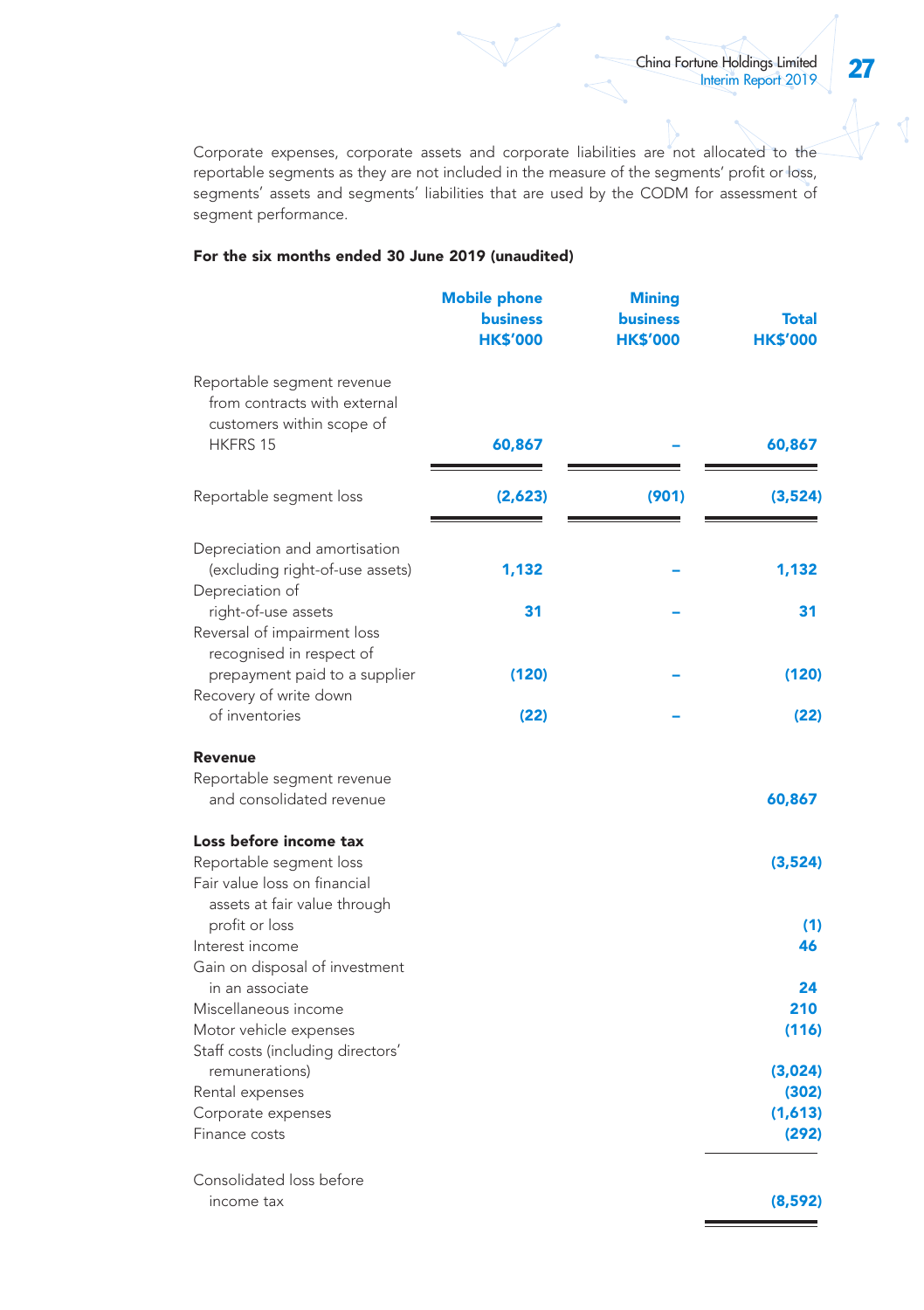Corporate expenses, corporate assets and corporate liabilities are not allocated to the reportable segments as they are not included in the measure of the segments' profit or loss, segments' assets and segments' liabilities that are used by the CODM for assessment of segment performance.

**For the six months ended 30 June 2019 (unaudited)**

| | Mobile phone business HK$'000 | Mining business HK$'000 | Total HK$'000 |
|---|---|---|---|
| Reportable segment revenue from contracts with external customers within scope of HKFRS 15 | 60,867 | – | 60,867 |
| Reportable segment loss | (2,623) | (901) | (3,524) |
| Depreciation and amortisation (excluding right-of-use assets) | 1,132 | – | 1,132 |
| Depreciation of right-of-use assets | 31 | – | 31 |
| Reversal of impairment loss recognised in respect of prepayment paid to a supplier | (120) | – | (120) |
| Recovery of write down of inventories | (22) | – | (22) |
| **Revenue** | | | |
| Reportable segment revenue and consolidated revenue | | | 60,867 |
| **Loss before income tax** | | | |
| Reportable segment loss | | | (3,524) |
| Fair value loss on financial assets at fair value through profit or loss | | | (1) |
| Interest income | | | 46 |
| Gain on disposal of investment in an associate | | | 24 |
| Miscellaneous income | | | 210 |
| Motor vehicle expenses | | | (116) |
| Staff costs (including directors' remunerations) | | | (3,024) |
| Rental expenses | | | (302) |
| Corporate expenses | | | (1,613) |
| Finance costs | | | (292) |
| Consolidated loss before income tax | | | (8,592) |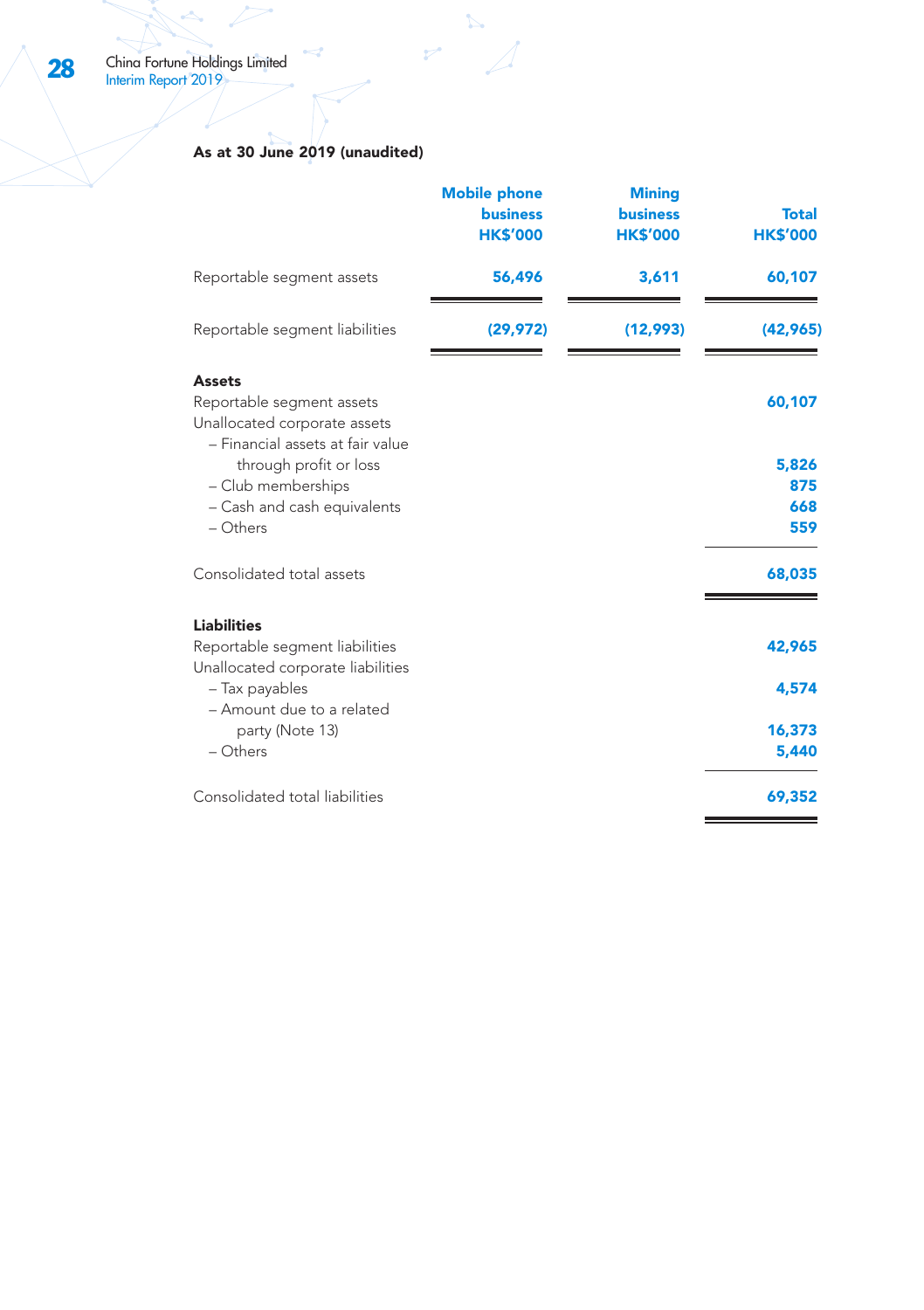**As at 30 June 2019 (unaudited)**

| | Mobile phone business HK$'000 | Mining business HK$'000 | Total HK$'000 |
|---|---|---|---|
| Reportable segment assets | 56,496 | 3,611 | 60,107 |
| Reportable segment liabilities | (29,972) | (12,993) | (42,965) |

| | HK$'000 |
|---|---|
| **Assets** | |
| Reportable segment assets | 60,107 |
| Unallocated corporate assets | |
| – Financial assets at fair value through profit or loss | 5,826 |
| – Club memberships | 875 |
| – Cash and cash equivalents | 668 |
| – Others | 559 |
| Consolidated total assets | 68,035 |
| **Liabilities** | |
| Reportable segment liabilities | 42,965 |
| Unallocated corporate liabilities | |
| – Tax payables | 4,574 |
| – Amount due to a related party (Note 13) | 16,373 |
| – Others | 5,440 |
| Consolidated total liabilities | 69,352 |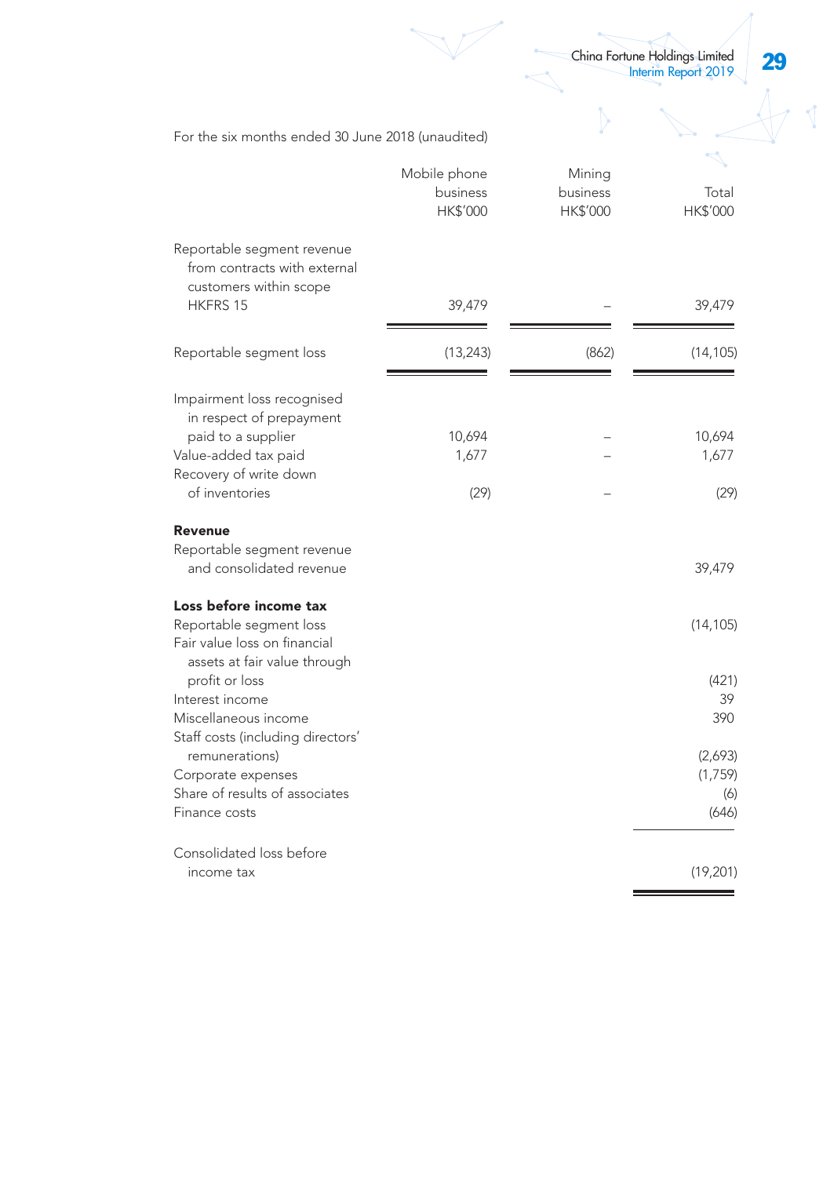For the six months ended 30 June 2018 (unaudited)

| | Mobile phone business HK$'000 | Mining business HK$'000 | Total HK$'000 |
|---|---|---|---|
| Reportable segment revenue from contracts with external customers within scope HKFRS 15 | 39,479 | – | 39,479 |
| Reportable segment loss | (13,243) | (862) | (14,105) |
| Impairment loss recognised in respect of prepayment paid to a supplier | 10,694 | – | 10,694 |
| Value-added tax paid | 1,677 | – | 1,677 |
| Recovery of write down of inventories | (29) | – | (29) |
| **Revenue** | | | |
| Reportable segment revenue and consolidated revenue | | | 39,479 |
| **Loss before income tax** | | | |
| Reportable segment loss | | | (14,105) |
| Fair value loss on financial assets at fair value through profit or loss | | | (421) |
| Interest income | | | 39 |
| Miscellaneous income | | | 390 |
| Staff costs (including directors' remunerations) | | | (2,693) |
| Corporate expenses | | | (1,759) |
| Share of results of associates | | | (6) |
| Finance costs | | | (646) |
| Consolidated loss before income tax | | | (19,201) |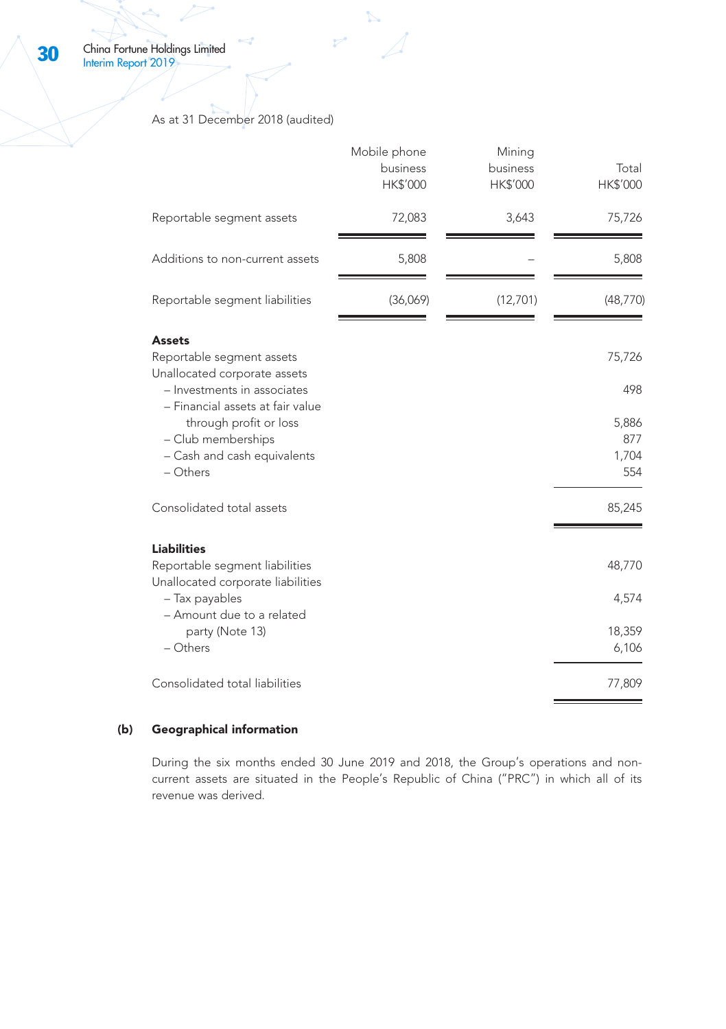As at 31 December 2018 (audited)

| | Mobile phone business HK$'000 | Mining business HK$'000 | Total HK$'000 |
|---|---|---|---|
| Reportable segment assets | 72,083 | 3,643 | 75,726 |
| Additions to non-current assets | 5,808 | – | 5,808 |
| Reportable segment liabilities | (36,069) | (12,701) | (48,770) |

| | |
|---|---|
| **Assets** | |
| Reportable segment assets | 75,726 |
| Unallocated corporate assets | |
| – Investments in associates | 498 |
| – Financial assets at fair value through profit or loss | 5,886 |
| – Club memberships | 877 |
| – Cash and cash equivalents | 1,704 |
| – Others | 554 |
| Consolidated total assets | 85,245 |
| **Liabilities** | |
| Reportable segment liabilities | 48,770 |
| Unallocated corporate liabilities | |
| – Tax payables | 4,574 |
| – Amount due to a related party (Note 13) | 18,359 |
| – Others | 6,106 |
| Consolidated total liabilities | 77,809 |

**(b) Geographical information**

During the six months ended 30 June 2019 and 2018, the Group's operations and non-current assets are situated in the People's Republic of China ("PRC") in which all of its revenue was derived.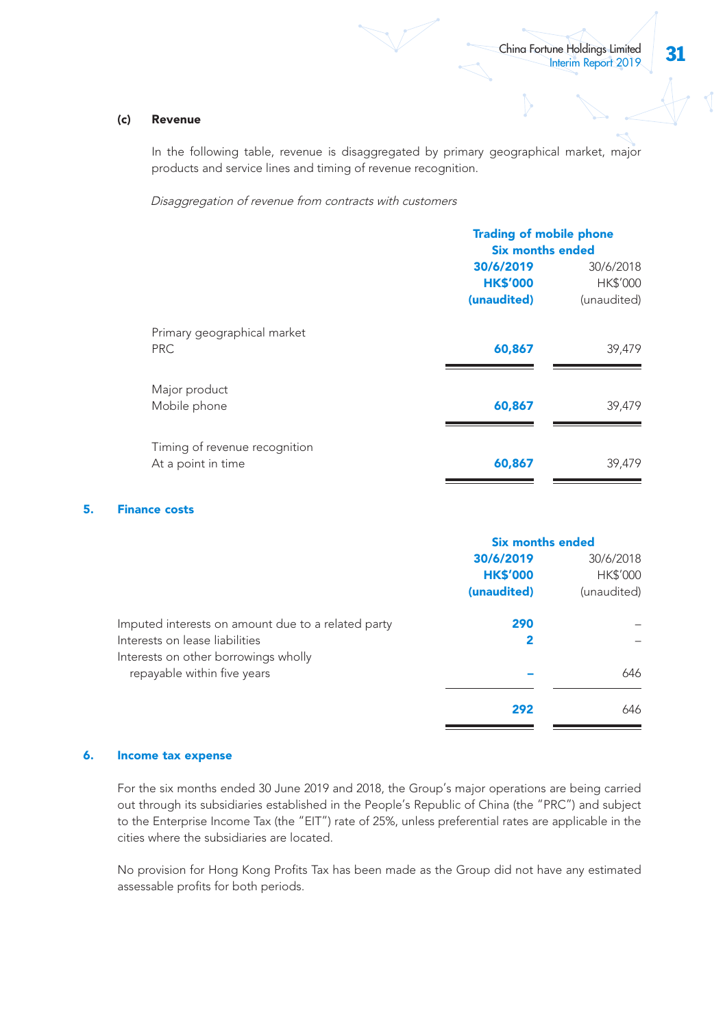**(c) Revenue**

In the following table, revenue is disaggregated by primary geographical market, major products and service lines and timing of revenue recognition.

*Disaggregation of revenue from contracts with customers*

| | Trading of mobile phone | |
|---|---|---|
| | Six months ended | |
| | **30/6/2019** | 30/6/2018 |
| | **HK$'000** | HK$'000 |
| | **(unaudited)** | (unaudited) |
| Primary geographical market | | |
| PRC | **60,867** | 39,479 |
| Major product | | |
| Mobile phone | **60,867** | 39,479 |
| Timing of revenue recognition | | |
| At a point in time | **60,867** | 39,479 |

## 5. Finance costs

| | Six months ended | |
|---|---|---|
| | **30/6/2019** | 30/6/2018 |
| | **HK$'000** | HK$'000 |
| | **(unaudited)** | (unaudited) |
| Imputed interests on amount due to a related party | **290** | – |
| Interests on lease liabilities | **2** | – |
| Interests on other borrowings wholly repayable within five years | **–** | 646 |
| | **292** | 646 |

## 6. Income tax expense

For the six months ended 30 June 2019 and 2018, the Group's major operations are being carried out through its subsidiaries established in the People's Republic of China (the "PRC") and subject to the Enterprise Income Tax (the "EIT") rate of 25%, unless preferential rates are applicable in the cities where the subsidiaries are located.

No provision for Hong Kong Profits Tax has been made as the Group did not have any estimated assessable profits for both periods.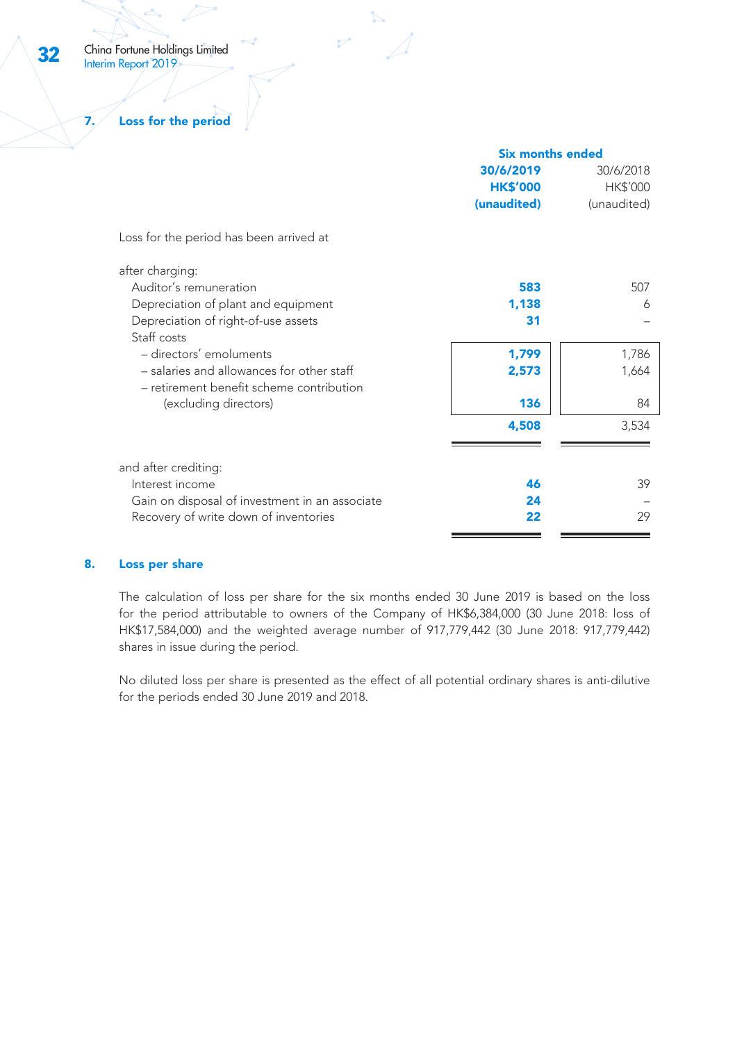## 7. Loss for the period

| | Six months ended | |
|---|---|---|
| | **30/6/2019** | 30/6/2018 |
| | **HK$'000** | HK$'000 |
| | **(unaudited)** | (unaudited) |
| Loss for the period has been arrived at | | |
| after charging: | | |
| Auditor's remuneration | **583** | 507 |
| Depreciation of plant and equipment | **1,138** | 6 |
| Depreciation of right-of-use assets | **31** | – |
| Staff costs | | |
| – directors' emoluments | **1,799** | 1,786 |
| – salaries and allowances for other staff | **2,573** | 1,664 |
| – retirement benefit scheme contribution (excluding directors) | **136** | 84 |
| | **4,508** | 3,534 |
| and after crediting: | | |
| Interest income | **46** | 39 |
| Gain on disposal of investment in an associate | **24** | – |
| Recovery of write down of inventories | **22** | 29 |

## 8. Loss per share

The calculation of loss per share for the six months ended 30 June 2019 is based on the loss for the period attributable to owners of the Company of HK$6,384,000 (30 June 2018: loss of HK$17,584,000) and the weighted average number of 917,779,442 (30 June 2018: 917,779,442) shares in issue during the period.

No diluted loss per share is presented as the effect of all potential ordinary shares is anti-dilutive for the periods ended 30 June 2019 and 2018.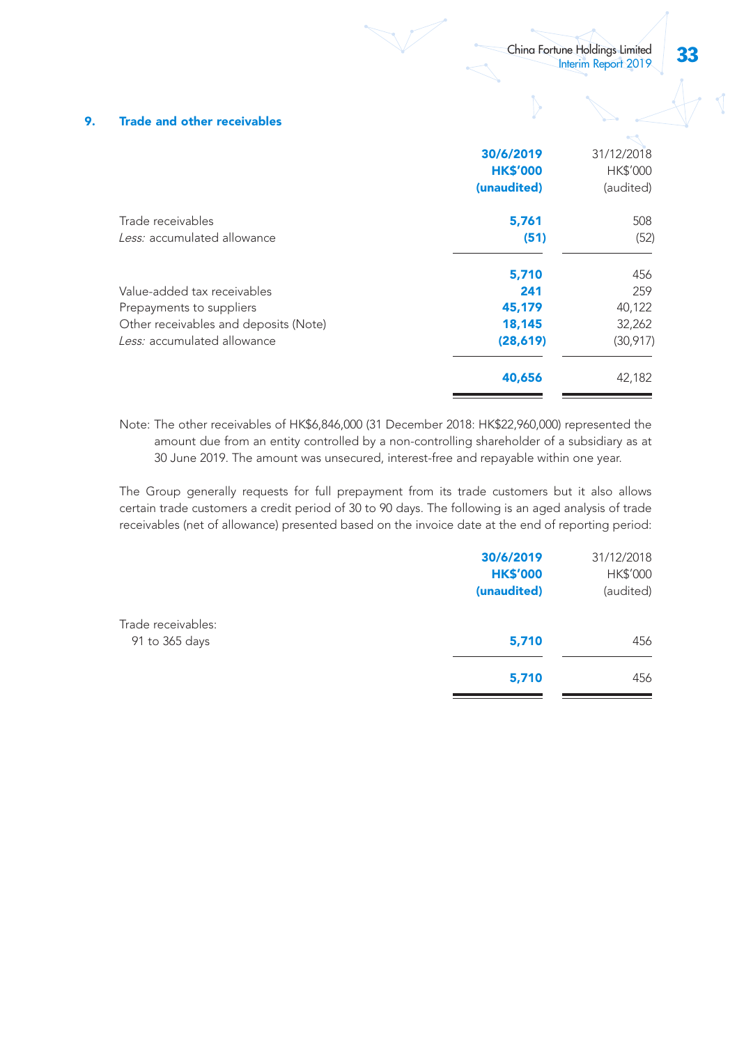## 9. Trade and other receivables

| | 30/6/2019<br>HK$'000<br>(unaudited) | 31/12/2018<br>HK$'000<br>(audited) |
|---|---|---|
| Trade receivables | 5,761 | 508 |
| *Less:* accumulated allowance | (51) | (52) |
| | 5,710 | 456 |
| Value-added tax receivables | 241 | 259 |
| Prepayments to suppliers | 45,179 | 40,122 |
| Other receivables and deposits (Note) | 18,145 | 32,262 |
| *Less:* accumulated allowance | (28,619) | (30,917) |
| | 40,656 | 42,182 |

Note: The other receivables of HK$6,846,000 (31 December 2018: HK$22,960,000) represented the amount due from an entity controlled by a non-controlling shareholder of a subsidiary as at 30 June 2019. The amount was unsecured, interest-free and repayable within one year.

The Group generally requests for full prepayment from its trade customers but it also allows certain trade customers a credit period of 30 to 90 days. The following is an aged analysis of trade receivables (net of allowance) presented based on the invoice date at the end of reporting period:

| | 30/6/2019<br>HK$'000<br>(unaudited) | 31/12/2018<br>HK$'000<br>(audited) |
|---|---|---|
| Trade receivables: | | |
| 91 to 365 days | 5,710 | 456 |
| | 5,710 | 456 |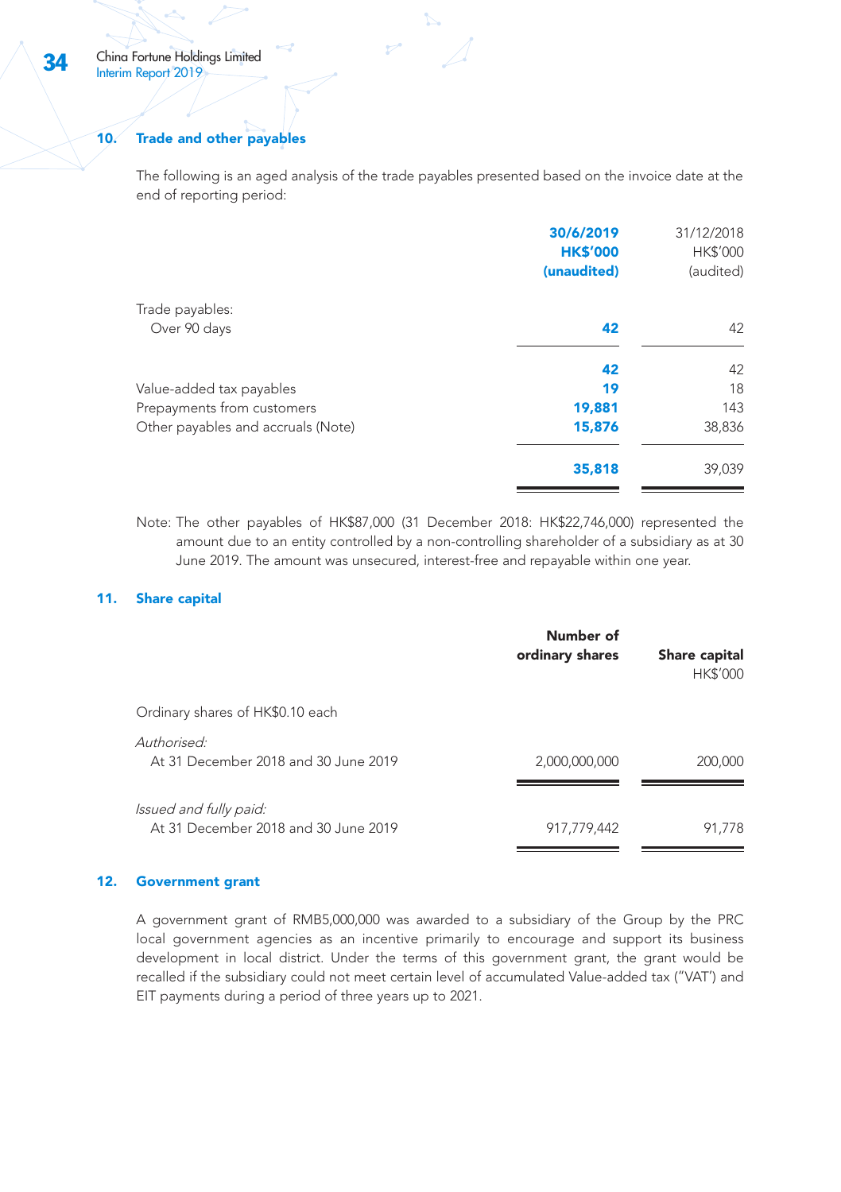## 10. Trade and other payables

The following is an aged analysis of the trade payables presented based on the invoice date at the end of reporting period:

| | **30/6/2019 HK$'000 (unaudited)** | 31/12/2018 HK$'000 (audited) |
|---|---|---|
| Trade payables: | | |
| Over 90 days | **42** | 42 |
| | **42** | 42 |
| Value-added tax payables | **19** | 18 |
| Prepayments from customers | **19,881** | 143 |
| Other payables and accruals (Note) | **15,876** | 38,836 |
| | **35,818** | 39,039 |

Note: The other payables of HK$87,000 (31 December 2018: HK$22,746,000) represented the amount due to an entity controlled by a non-controlling shareholder of a subsidiary as at 30 June 2019. The amount was unsecured, interest-free and repayable within one year.

## 11. Share capital

| | **Number of ordinary shares** | **Share capital** HK$'000 |
|---|---|---|
| Ordinary shares of HK$0.10 each | | |
| *Authorised:* | | |
| At 31 December 2018 and 30 June 2019 | 2,000,000,000 | 200,000 |
| *Issued and fully paid:* | | |
| At 31 December 2018 and 30 June 2019 | 917,779,442 | 91,778 |

## 12. Government grant

A government grant of RMB5,000,000 was awarded to a subsidiary of the Group by the PRC local government agencies as an incentive primarily to encourage and support its business development in local district. Under the terms of this government grant, the grant would be recalled if the subsidiary could not meet certain level of accumulated Value-added tax ("VAT") and EIT payments during a period of three years up to 2021.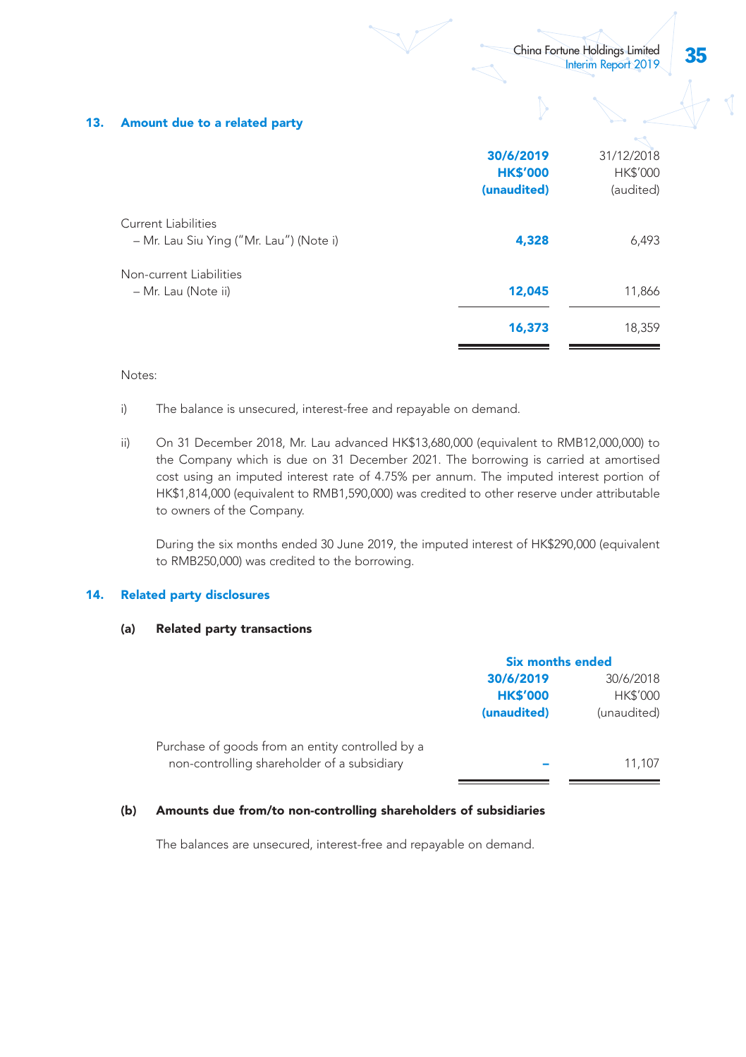## 13. Amount due to a related party

| | 30/6/2019<br>HK$'000<br>(unaudited) | 31/12/2018<br>HK$'000<br>(audited) |
|---|---|---|
| Current Liabilities | | |
| – Mr. Lau Siu Ying ("Mr. Lau") (Note i) | **4,328** | 6,493 |
| Non-current Liabilities | | |
| – Mr. Lau (Note ii) | **12,045** | 11,866 |
| | **16,373** | 18,359 |

Notes:

i) The balance is unsecured, interest-free and repayable on demand.

ii) On 31 December 2018, Mr. Lau advanced HK$13,680,000 (equivalent to RMB12,000,000) to the Company which is due on 31 December 2021. The borrowing is carried at amortised cost using an imputed interest rate of 4.75% per annum. The imputed interest portion of HK$1,814,000 (equivalent to RMB1,590,000) was credited to other reserve under attributable to owners of the Company.

During the six months ended 30 June 2019, the imputed interest of HK$290,000 (equivalent to RMB250,000) was credited to the borrowing.

## 14. Related party disclosures

### (a) Related party transactions

| | Six months ended | |
|---|---|---|
| | 30/6/2019<br>HK$'000<br>(unaudited) | 30/6/2018<br>HK$'000<br>(unaudited) |
| Purchase of goods from an entity controlled by a non-controlling shareholder of a subsidiary | **–** | 11,107 |

### (b) Amounts due from/to non-controlling shareholders of subsidiaries

The balances are unsecured, interest-free and repayable on demand.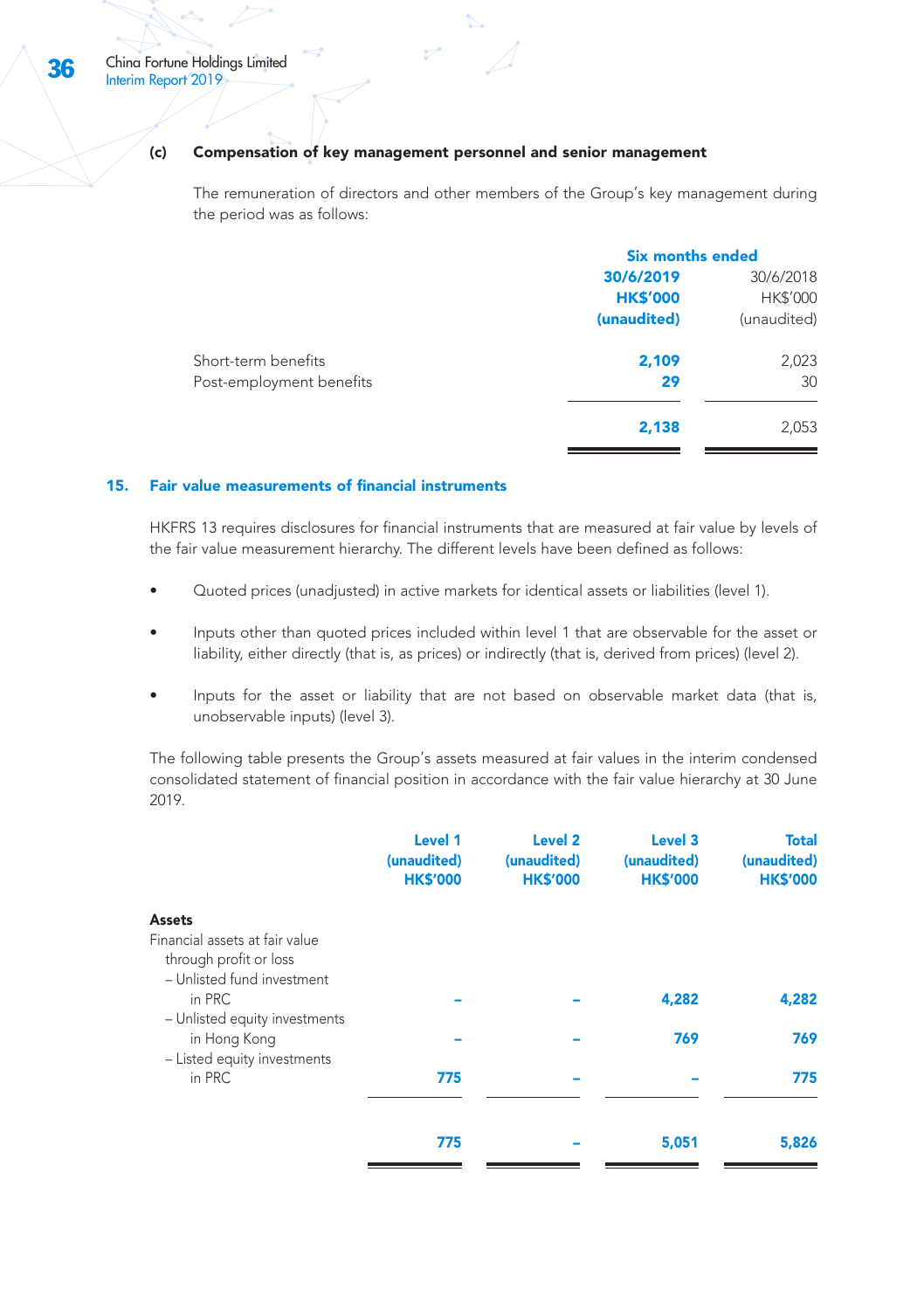### (c) Compensation of key management personnel and senior management

The remuneration of directors and other members of the Group's key management during the period was as follows:

| | Six months ended | |
|---|---|---|
| | **30/6/2019** | 30/6/2018 |
| | **HK$'000** | HK$'000 |
| | **(unaudited)** | (unaudited) |
| Short-term benefits | **2,109** | 2,023 |
| Post-employment benefits | **29** | 30 |
| | **2,138** | 2,053 |

## 15. Fair value measurements of financial instruments

HKFRS 13 requires disclosures for financial instruments that are measured at fair value by levels of the fair value measurement hierarchy. The different levels have been defined as follows:

- Quoted prices (unadjusted) in active markets for identical assets or liabilities (level 1).
- Inputs other than quoted prices included within level 1 that are observable for the asset or liability, either directly (that is, as prices) or indirectly (that is, derived from prices) (level 2).
- Inputs for the asset or liability that are not based on observable market data (that is, unobservable inputs) (level 3).

The following table presents the Group's assets measured at fair values in the interim condensed consolidated statement of financial position in accordance with the fair value hierarchy at 30 June 2019.

| | Level 1 (unaudited) HK$'000 | Level 2 (unaudited) HK$'000 | Level 3 (unaudited) HK$'000 | Total (unaudited) HK$'000 |
|---|---|---|---|---|
| **Assets** | | | | |
| Financial assets at fair value through profit or loss | | | | |
| – Unlisted fund investment in PRC | – | – | 4,282 | 4,282 |
| – Unlisted equity investments in Hong Kong | – | – | 769 | 769 |
| – Listed equity investments in PRC | 775 | – | – | 775 |
| | 775 | – | 5,051 | 5,826 |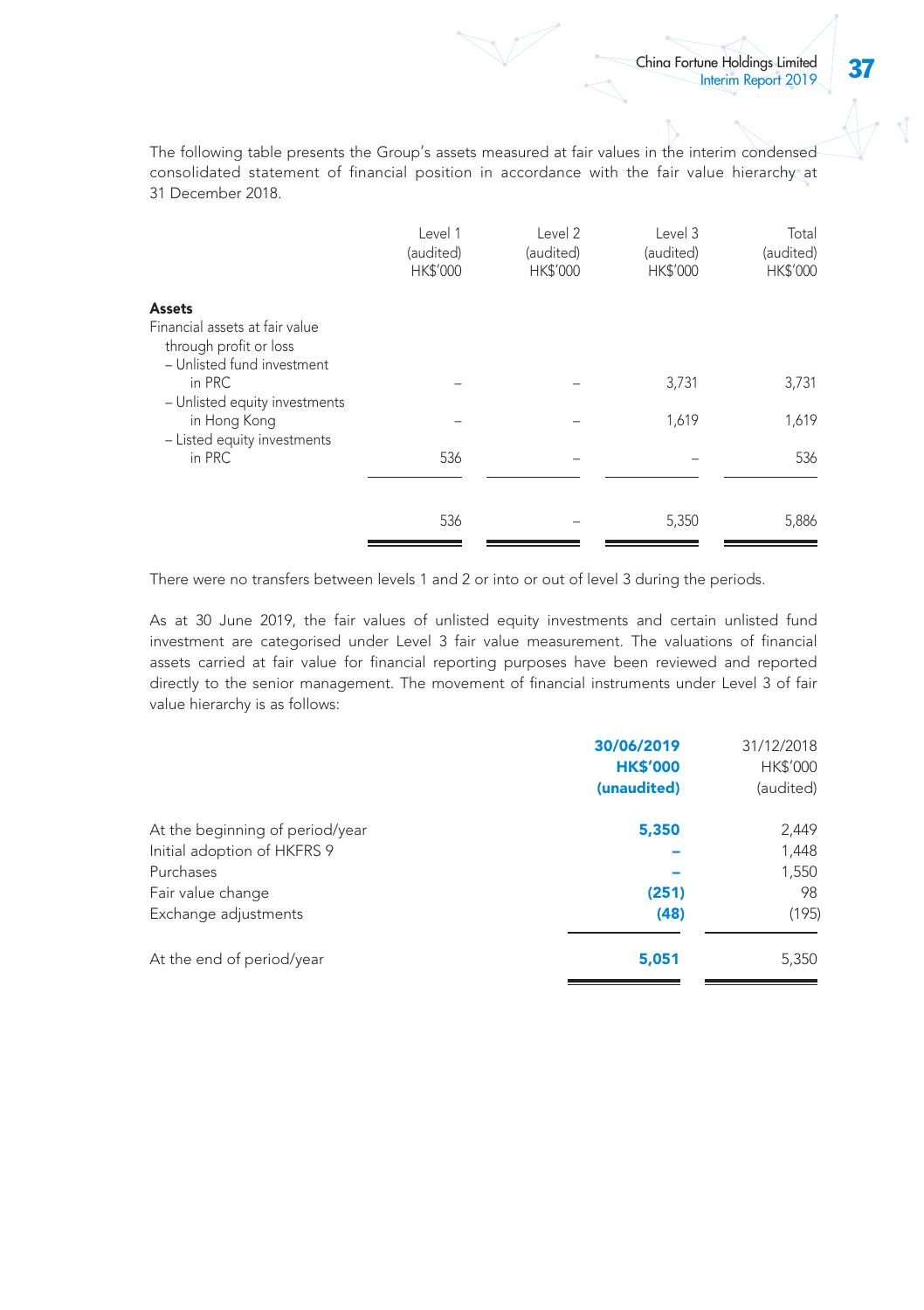The following table presents the Group's assets measured at fair values in the interim condensed consolidated statement of financial position in accordance with the fair value hierarchy at 31 December 2018.

| | Level 1 (audited) HK$'000 | Level 2 (audited) HK$'000 | Level 3 (audited) HK$'000 | Total (audited) HK$'000 |
|---|---|---|---|---|
| **Assets** | | | | |
| Financial assets at fair value through profit or loss | | | | |
| – Unlisted fund investment in PRC | – | – | 3,731 | 3,731 |
| – Unlisted equity investments in Hong Kong | – | – | 1,619 | 1,619 |
| – Listed equity investments in PRC | 536 | – | – | 536 |
| | 536 | – | 5,350 | 5,886 |

There were no transfers between levels 1 and 2 or into or out of level 3 during the periods.

As at 30 June 2019, the fair values of unlisted equity investments and certain unlisted fund investment are categorised under Level 3 fair value measurement. The valuations of financial assets carried at fair value for financial reporting purposes have been reviewed and reported directly to the senior management. The movement of financial instruments under Level 3 of fair value hierarchy is as follows:

| | **30/06/2019 HK$'000 (unaudited)** | 31/12/2018 HK$'000 (audited) |
|---|---|---|
| At the beginning of period/year | **5,350** | 2,449 |
| Initial adoption of HKFRS 9 | **–** | 1,448 |
| Purchases | **–** | 1,550 |
| Fair value change | **(251)** | 98 |
| Exchange adjustments | **(48)** | (195) |
| At the end of period/year | **5,051** | 5,350 |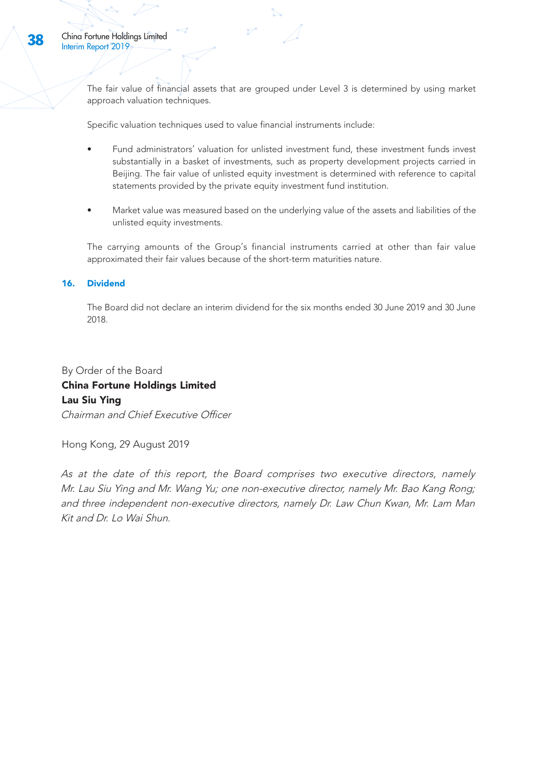The fair value of financial assets that are grouped under Level 3 is determined by using market approach valuation techniques.

Specific valuation techniques used to value financial instruments include:

- Fund administrators' valuation for unlisted investment fund, these investment funds invest substantially in a basket of investments, such as property development projects carried in Beijing. The fair value of unlisted equity investment is determined with reference to capital statements provided by the private equity investment fund institution.

- Market value was measured based on the underlying value of the assets and liabilities of the unlisted equity investments.

The carrying amounts of the Group's financial instruments carried at other than fair value approximated their fair values because of the short-term maturities nature.

## 16. Dividend

The Board did not declare an interim dividend for the six months ended 30 June 2019 and 30 June 2018.

By Order of the Board
**China Fortune Holdings Limited**
**Lau Siu Ying**
*Chairman and Chief Executive Officer*

Hong Kong, 29 August 2019

*As at the date of this report, the Board comprises two executive directors, namely Mr. Lau Siu Ying and Mr. Wang Yu; one non-executive director, namely Mr. Bao Kang Rong; and three independent non-executive directors, namely Dr. Law Chun Kwan, Mr. Lam Man Kit and Dr. Lo Wai Shun.*